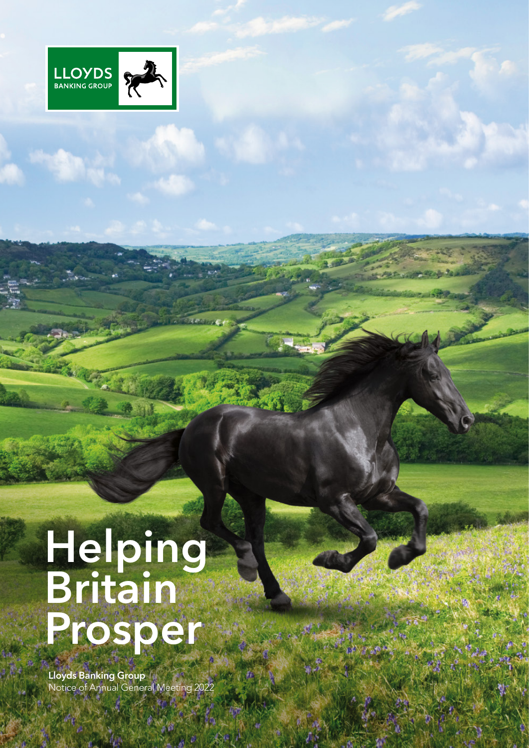LLOYDS BANKING GROUP

# Helping Britain Prosper

**Lloyds Banking Group**
Notice of Annual General Meeting 2022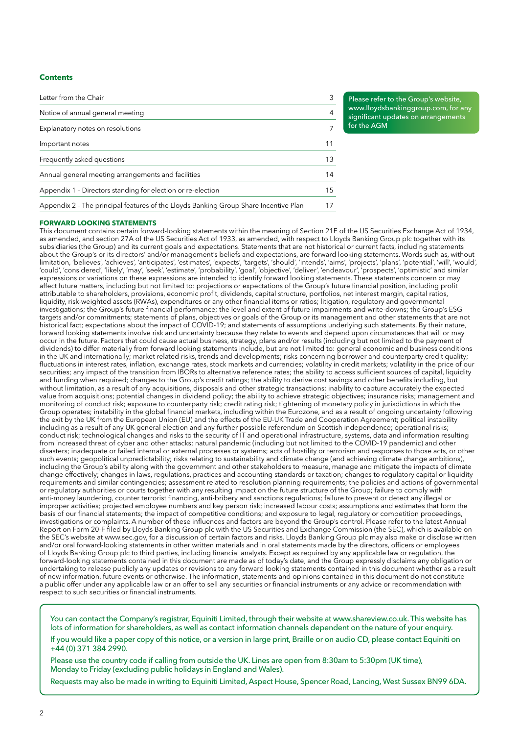**Contents**

| | |
|---|---|
| Letter from the Chair | 3 |
| Notice of annual general meeting | 4 |
| Explanatory notes on resolutions | 7 |
| Important notes | 11 |
| Frequently asked questions | 13 |
| Annual general meeting arrangements and facilities | 14 |
| Appendix 1 – Directors standing for election or re-election | 15 |
| Appendix 2 – The principal features of the Lloyds Banking Group Share Incentive Plan | 17 |

Please refer to the Group's website, www.lloydsbankinggroup.com, for any significant updates on arrangements for the AGM

**FORWARD LOOKING STATEMENTS**

This document contains certain forward-looking statements within the meaning of Section 21E of the US Securities Exchange Act of 1934, as amended, and section 27A of the US Securities Act of 1933, as amended, with respect to Lloyds Banking Group plc together with its subsidiaries (the Group) and its current goals and expectations. Statements that are not historical or current facts, including statements about the Group's or its directors' and/or management's beliefs and expectations, are forward looking statements. Words such as, without limitation, 'believes', 'achieves', 'anticipates', 'estimates', 'expects', 'targets', 'should', 'intends', 'aims', 'projects', 'plans', 'potential', 'will', 'would', 'could', 'considered', 'likely', 'may', 'seek', 'estimate', 'probability', 'goal', 'objective', 'deliver', 'endeavour', 'prospects', 'optimistic' and similar expressions or variations on these expressions are intended to identify forward looking statements. These statements concern or may affect future matters, including but not limited to: projections or expectations of the Group's future financial position, including profit attributable to shareholders, provisions, economic profit, dividends, capital structure, portfolios, net interest margin, capital ratios, liquidity, risk-weighted assets (RWAs), expenditures or any other financial items or ratios; litigation, regulatory and governmental investigations; the Group's future financial performance; the level and extent of future impairments and write-downs; the Group's ESG targets and/or commitments; statements of plans, objectives or goals of the Group or its management and other statements that are not historical fact; expectations about the impact of COVID-19; and statements of assumptions underlying such statements. By their nature, forward looking statements involve risk and uncertainty because they relate to events and depend upon circumstances that will or may occur in the future. Factors that could cause actual business, strategy, plans and/or results (including but not limited to the payment of dividends) to differ materially from forward looking statements include, but are not limited to: general economic and business conditions in the UK and internationally; market related risks, trends and developments; risks concerning borrower and counterparty credit quality; fluctuations in interest rates, inflation, exchange rates, stock markets and currencies; volatility in credit markets; volatility in the price of our securities; any impact of the transition from IBORs to alternative reference rates; the ability to access sufficient sources of capital, liquidity and funding when required; changes to the Group's credit ratings; the ability to derive cost savings and other benefits including, but without limitation, as a result of any acquisitions, disposals and other strategic transactions; inability to capture accurately the expected value from acquisitions; potential changes in dividend policy; the ability to achieve strategic objectives; insurance risks; management and monitoring of conduct risk; exposure to counterparty risk; credit rating risk; tightening of monetary policy in jurisdictions in which the Group operates; instability in the global financial markets, including within the Eurozone, and as a result of ongoing uncertainty following the exit by the UK from the European Union (EU) and the effects of the EU-UK Trade and Cooperation Agreement; political instability including as a result of any UK general election and any further possible referendum on Scottish independence; operational risks; conduct risk; technological changes and risks to the security of IT and operational infrastructure, systems, data and information resulting from increased threat of cyber and other attacks; natural pandemic (including but not limited to the COVID-19 pandemic) and other disasters; inadequate or failed internal or external processes or systems; acts of hostility or terrorism and responses to those acts, or other such events; geopolitical unpredictability; risks relating to sustainability and climate change (and achieving climate change ambitions), including the Group's ability along with the government and other stakeholders to measure, manage and mitigate the impacts of climate change effectively; changes in laws, regulations, practices and accounting standards or taxation; changes to regulatory capital or liquidity requirements and similar contingencies; assessment related to resolution planning requirements; the policies and actions of governmental or regulatory authorities or courts together with any resulting impact on the future structure of the Group; failure to comply with anti-money laundering, counter terrorist financing, anti-bribery and sanctions regulations; failure to prevent or detect any illegal or improper activities; projected employee numbers and key person risk; increased labour costs; assumptions and estimates that form the basis of our financial statements; the impact of competitive conditions; and exposure to legal, regulatory or competition proceedings, investigations or complaints. A number of these influences and factors are beyond the Group's control. Please refer to the latest Annual Report on Form 20-F filed by Lloyds Banking Group plc with the US Securities and Exchange Commission (the SEC), which is available on the SEC's website at www.sec.gov, for a discussion of certain factors and risks. Lloyds Banking Group plc may also make or disclose written and/or oral forward-looking statements in other written materials and in oral statements made by the directors, officers or employees of Lloyds Banking Group plc to third parties, including financial analysts. Except as required by any applicable law or regulation, the forward-looking statements contained in this document are made as of today's date, and the Group expressly disclaims any obligation or undertaking to release publicly any updates or revisions to any forward looking statements contained in this document whether as a result of new information, future events or otherwise. The information, statements and opinions contained in this document do not constitute a public offer under any applicable law or an offer to sell any securities or financial instruments or any advice or recommendation with respect to such securities or financial instruments.

You can contact the Company's registrar, Equiniti Limited, through their website at www.shareview.co.uk. This website has lots of information for shareholders, as well as contact information channels dependent on the nature of your enquiry.

If you would like a paper copy of this notice, or a version in large print, Braille or on audio CD, please contact Equiniti on +44 (0) 371 384 2990.

Please use the country code if calling from outside the UK. Lines are open from 8:30am to 5:30pm (UK time), Monday to Friday (excluding public holidays in England and Wales).

Requests may also be made in writing to Equiniti Limited, Aspect House, Spencer Road, Lancing, West Sussex BN99 6DA.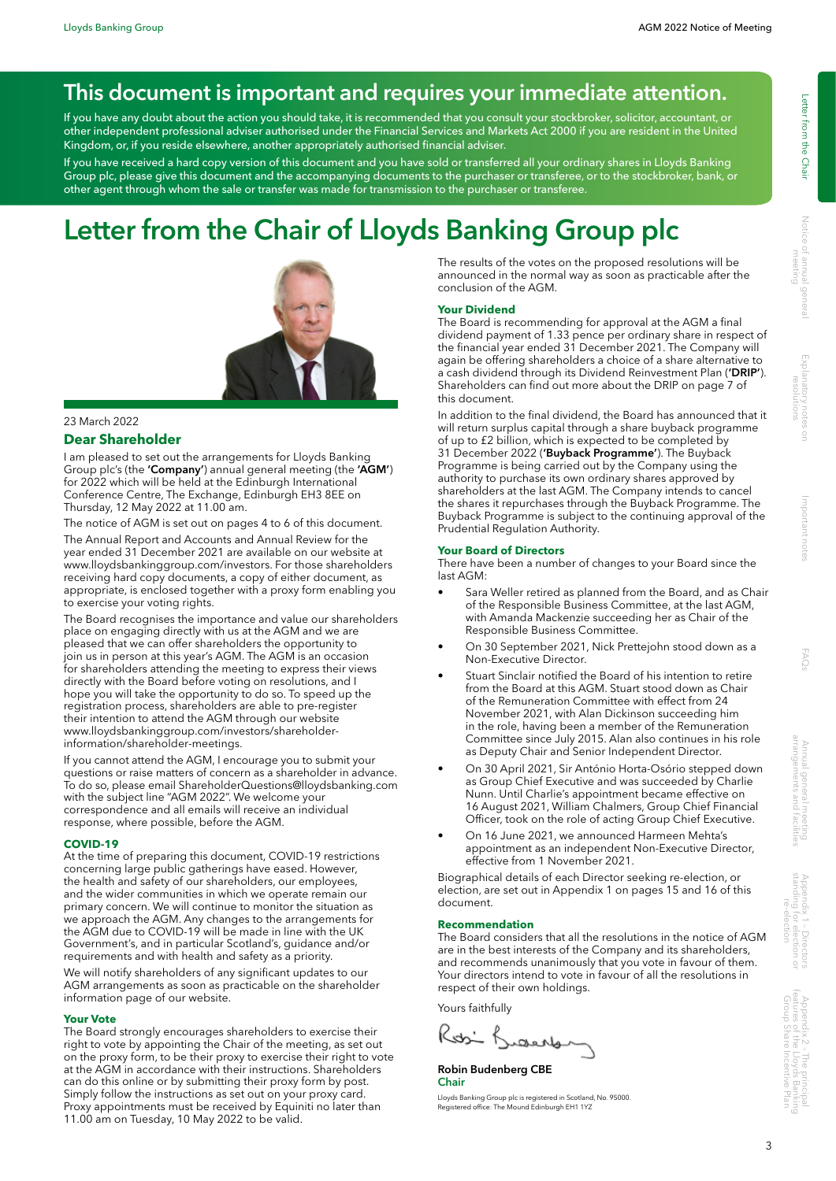## This document is important and requires your immediate attention.

If you have any doubt about the action you should take, it is recommended that you consult your stockbroker, solicitor, accountant, or other independent professional adviser authorised under the Financial Services and Markets Act 2000 if you are resident in the United Kingdom, or, if you reside elsewhere, another appropriately authorised financial adviser.

If you have received a hard copy version of this document and you have sold or transferred all your ordinary shares in Lloyds Banking Group plc, please give this document and the accompanying documents to the purchaser or transferee, or to the stockbroker, bank, or other agent through whom the sale or transfer was made for transmission to the purchaser or transferee.

# Letter from the Chair of Lloyds Banking Group plc

23 March 2022

### Dear Shareholder

I am pleased to set out the arrangements for Lloyds Banking Group plc's (the **'Company'**) annual general meeting (the **'AGM'**) for 2022 which will be held at the Edinburgh International Conference Centre, The Exchange, Edinburgh EH3 8EE on Thursday, 12 May 2022 at 11.00 am.

The notice of AGM is set out on pages 4 to 6 of this document.

The Annual Report and Accounts and Annual Review for the year ended 31 December 2021 are available on our website at www.lloydsbankinggroup.com/investors. For those shareholders receiving hard copy documents, a copy of either document, as appropriate, is enclosed together with a proxy form enabling you to exercise your voting rights.

The Board recognises the importance and value our shareholders place on engaging directly with us at the AGM and we are pleased that we can offer shareholders the opportunity to join us in person at this year's AGM. The AGM is an occasion for shareholders attending the meeting to express their views directly with the Board before voting on resolutions, and I hope you will take the opportunity to do so. To speed up the registration process, shareholders are able to pre-register their intention to attend the AGM through our website www.lloydsbankinggroup.com/investors/shareholder-information/shareholder-meetings.

If you cannot attend the AGM, I encourage you to submit your questions or raise matters of concern as a shareholder in advance. To do so, please email ShareholderQuestions@lloydsbanking.com with the subject line "AGM 2022". We welcome your correspondence and all emails will receive an individual response, where possible, before the AGM.

### COVID-19

At the time of preparing this document, COVID-19 restrictions concerning large public gatherings have eased. However, the health and safety of our shareholders, our employees, and the wider communities in which we operate remain our primary concern. We will continue to monitor the situation as we approach the AGM. Any changes to the arrangements for the AGM due to COVID-19 will be made in line with the UK Government's, and in particular Scotland's, guidance and/or requirements and with health and safety as a priority.

We will notify shareholders of any significant updates to our AGM arrangements as soon as practicable on the shareholder information page of our website.

### Your Vote

The Board strongly encourages shareholders to exercise their right to vote by appointing the Chair of the meeting, as set out on the proxy form, to be their proxy to exercise their right to vote at the AGM in accordance with their instructions. Shareholders can do this online or by submitting their proxy form by post. Simply follow the instructions as set out on your proxy card. Proxy appointments must be received by Equiniti no later than 11.00 am on Tuesday, 10 May 2022 to be valid.

The results of the votes on the proposed resolutions will be announced in the normal way as soon as practicable after the conclusion of the AGM.

### Your Dividend

The Board is recommending for approval at the AGM a final dividend payment of 1.33 pence per ordinary share in respect of the financial year ended 31 December 2021. The Company will again be offering shareholders a choice of a share alternative to a cash dividend through its Dividend Reinvestment Plan (**'DRIP'**). Shareholders can find out more about the DRIP on page 7 of this document.

In addition to the final dividend, the Board has announced that it will return surplus capital through a share buyback programme of up to £2 billion, which is expected to be completed by 31 December 2022 (**'Buyback Programme'**). The Buyback Programme is being carried out by the Company using the authority to purchase its own ordinary shares approved by shareholders at the last AGM. The Company intends to cancel the shares it repurchases through the Buyback Programme. The Buyback Programme is subject to the continuing approval of the Prudential Regulation Authority.

### Your Board of Directors

There have been a number of changes to your Board since the last AGM:

- Sara Weller retired as planned from the Board, and as Chair of the Responsible Business Committee, at the last AGM, with Amanda Mackenzie succeeding her as Chair of the Responsible Business Committee.
- On 30 September 2021, Nick Prettejohn stood down as a Non-Executive Director.
- Stuart Sinclair notified the Board of his intention to retire from the Board at this AGM. Stuart stood down as Chair of the Remuneration Committee with effect from 24 November 2021, with Alan Dickinson succeeding him in the role, having been a member of the Remuneration Committee since July 2015. Alan also continues in his role as Deputy Chair and Senior Independent Director.
- On 30 April 2021, Sir António Horta-Osório stepped down as Group Chief Executive and was succeeded by Charlie Nunn. Until Charlie's appointment became effective on 16 August 2021, William Chalmers, Group Chief Financial Officer, took on the role of acting Group Chief Executive.
- On 16 June 2021, we announced Harmeen Mehta's appointment as an independent Non-Executive Director, effective from 1 November 2021.

Biographical details of each Director seeking re-election, or election, are set out in Appendix 1 on pages 15 and 16 of this document.

### Recommendation

The Board considers that all the resolutions in the notice of AGM are in the best interests of the Company and its shareholders, and recommends unanimously that you vote in favour of them. Your directors intend to vote in favour of all the resolutions in respect of their own holdings.

Yours faithfully

**Robin Budenberg CBE**
Chair

Lloyds Banking Group plc is registered in Scotland, No. 95000.
Registered office: The Mound Edinburgh EH1 1YZ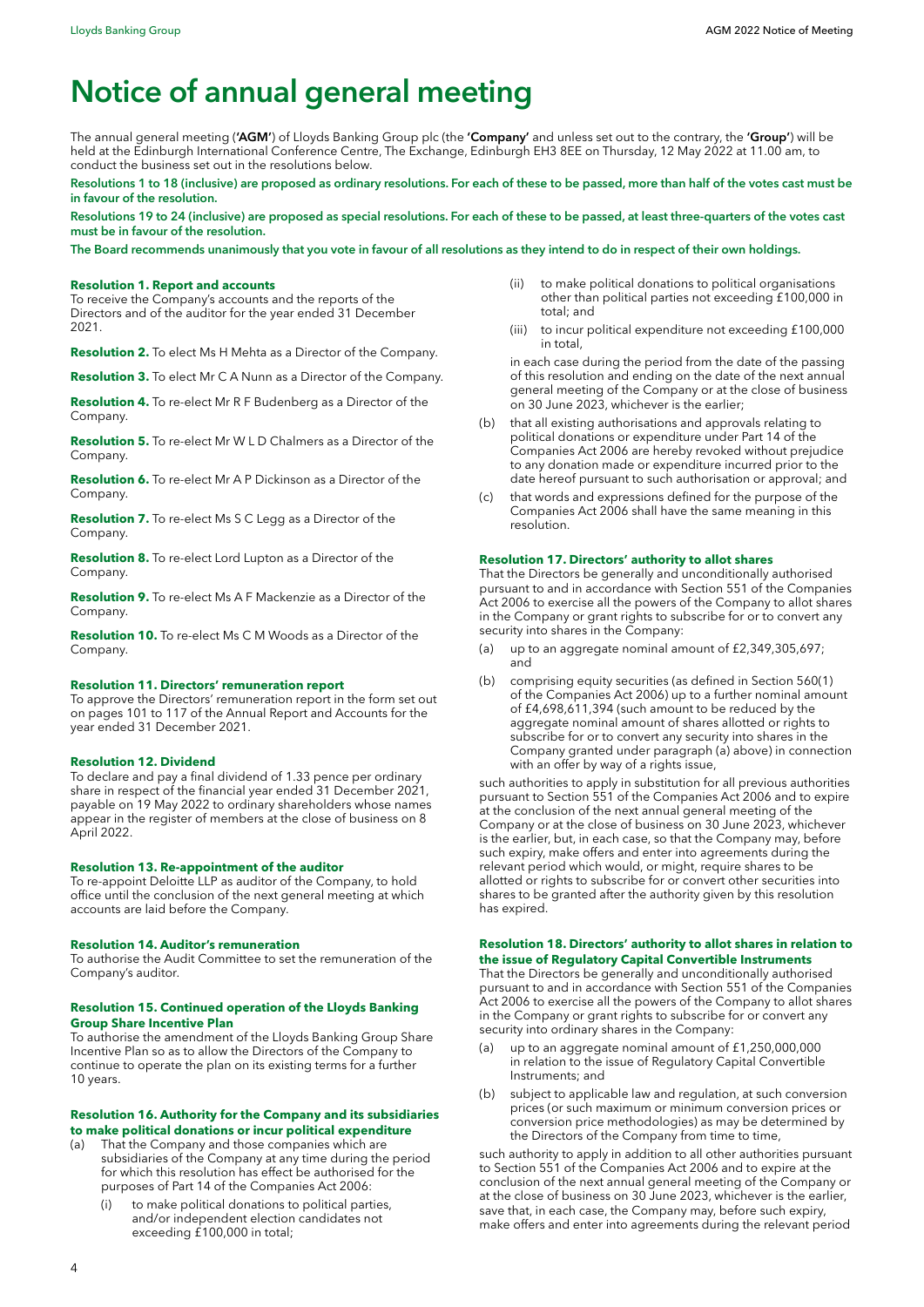# Notice of annual general meeting

The annual general meeting (**'AGM'**) of Lloyds Banking Group plc (the **'Company'** and unless set out to the contrary, the **'Group'**) will be held at the Edinburgh International Conference Centre, The Exchange, Edinburgh EH3 8EE on Thursday, 12 May 2022 at 11.00 am, to conduct the business set out in the resolutions below.

**Resolutions 1 to 18 (inclusive) are proposed as ordinary resolutions. For each of these to be passed, more than half of the votes cast must be in favour of the resolution.**

**Resolutions 19 to 24 (inclusive) are proposed as special resolutions. For each of these to be passed, at least three-quarters of the votes cast must be in favour of the resolution.**

**The Board recommends unanimously that you vote in favour of all resolutions as they intend to do in respect of their own holdings.**

**Resolution 1. Report and accounts**
To receive the Company's accounts and the reports of the Directors and of the auditor for the year ended 31 December 2021.

**Resolution 2.** To elect Ms H Mehta as a Director of the Company.

**Resolution 3.** To elect Mr C A Nunn as a Director of the Company.

**Resolution 4.** To re-elect Mr R F Budenberg as a Director of the Company.

**Resolution 5.** To re-elect Mr W L D Chalmers as a Director of the Company.

**Resolution 6.** To re-elect Mr A P Dickinson as a Director of the Company.

**Resolution 7.** To re-elect Ms S C Legg as a Director of the Company.

**Resolution 8.** To re-elect Lord Lupton as a Director of the Company.

**Resolution 9.** To re-elect Ms A F Mackenzie as a Director of the Company.

**Resolution 10.** To re-elect Ms C M Woods as a Director of the Company.

**Resolution 11. Directors' remuneration report**
To approve the Directors' remuneration report in the form set out on pages 101 to 117 of the Annual Report and Accounts for the year ended 31 December 2021.

**Resolution 12. Dividend**
To declare and pay a final dividend of 1.33 pence per ordinary share in respect of the financial year ended 31 December 2021, payable on 19 May 2022 to ordinary shareholders whose names appear in the register of members at the close of business on 8 April 2022.

**Resolution 13. Re-appointment of the auditor**
To re-appoint Deloitte LLP as auditor of the Company, to hold office until the conclusion of the next general meeting at which accounts are laid before the Company.

**Resolution 14. Auditor's remuneration**
To authorise the Audit Committee to set the remuneration of the Company's auditor.

**Resolution 15. Continued operation of the Lloyds Banking Group Share Incentive Plan**
To authorise the amendment of the Lloyds Banking Group Share Incentive Plan so as to allow the Directors of the Company to continue to operate the plan on its existing terms for a further 10 years.

**Resolution 16. Authority for the Company and its subsidiaries to make political donations or incur political expenditure**

(a) That the Company and those companies which are subsidiaries of the Company at any time during the period for which this resolution has effect be authorised for the purposes of Part 14 of the Companies Act 2006:

   (i) to make political donations to political parties, and/or independent election candidates not exceeding £100,000 in total;

   (ii) to make political donations to political organisations other than political parties not exceeding £100,000 in total; and

   (iii) to incur political expenditure not exceeding £100,000 in total,

   in each case during the period from the date of the passing of this resolution and ending on the date of the next annual general meeting of the Company or at the close of business on 30 June 2023, whichever is the earlier;

(b) that all existing authorisations and approvals relating to political donations or expenditure under Part 14 of the Companies Act 2006 are hereby revoked without prejudice to any donation made or expenditure incurred prior to the date hereof pursuant to such authorisation or approval; and

(c) that words and expressions defined for the purpose of the Companies Act 2006 shall have the same meaning in this resolution.

**Resolution 17. Directors' authority to allot shares**
That the Directors be generally and unconditionally authorised pursuant to and in accordance with Section 551 of the Companies Act 2006 to exercise all the powers of the Company to allot shares in the Company or grant rights to subscribe for or to convert any security into shares in the Company:

(a) up to an aggregate nominal amount of £2,349,305,697; and

(b) comprising equity securities (as defined in Section 560(1) of the Companies Act 2006) up to a further nominal amount of £4,698,611,394 (such amount to be reduced by the aggregate nominal amount of shares allotted or rights to subscribe for or to convert any security into shares in the Company granted under paragraph (a) above) in connection with an offer by way of a rights issue,

such authorities to apply in substitution for all previous authorities pursuant to Section 551 of the Companies Act 2006 and to expire at the conclusion of the next annual general meeting of the Company or at the close of business on 30 June 2023, whichever is the earlier, but, in each case, so that the Company may, before such expiry, make offers and enter into agreements during the relevant period which would, or might, require shares to be allotted or rights to subscribe for or convert other securities into shares to be granted after the authority given by this resolution has expired.

**Resolution 18. Directors' authority to allot shares in relation to the issue of Regulatory Capital Convertible Instruments**
That the Directors be generally and unconditionally authorised pursuant to and in accordance with Section 551 of the Companies Act 2006 to exercise all the powers of the Company to allot shares in the Company or grant rights to subscribe for or convert any security into ordinary shares in the Company:

(a) up to an aggregate nominal amount of £1,250,000,000 in relation to the issue of Regulatory Capital Convertible Instruments; and

(b) subject to applicable law and regulation, at such conversion prices (or such maximum or minimum conversion prices or conversion price methodologies) as may be determined by the Directors of the Company from time to time,

such authority to apply in addition to all other authorities pursuant to Section 551 of the Companies Act 2006 and to expire at the conclusion of the next annual general meeting of the Company or at the close of business on 30 June 2023, whichever is the earlier, save that, in each case, the Company may, before such expiry, make offers and enter into agreements during the relevant period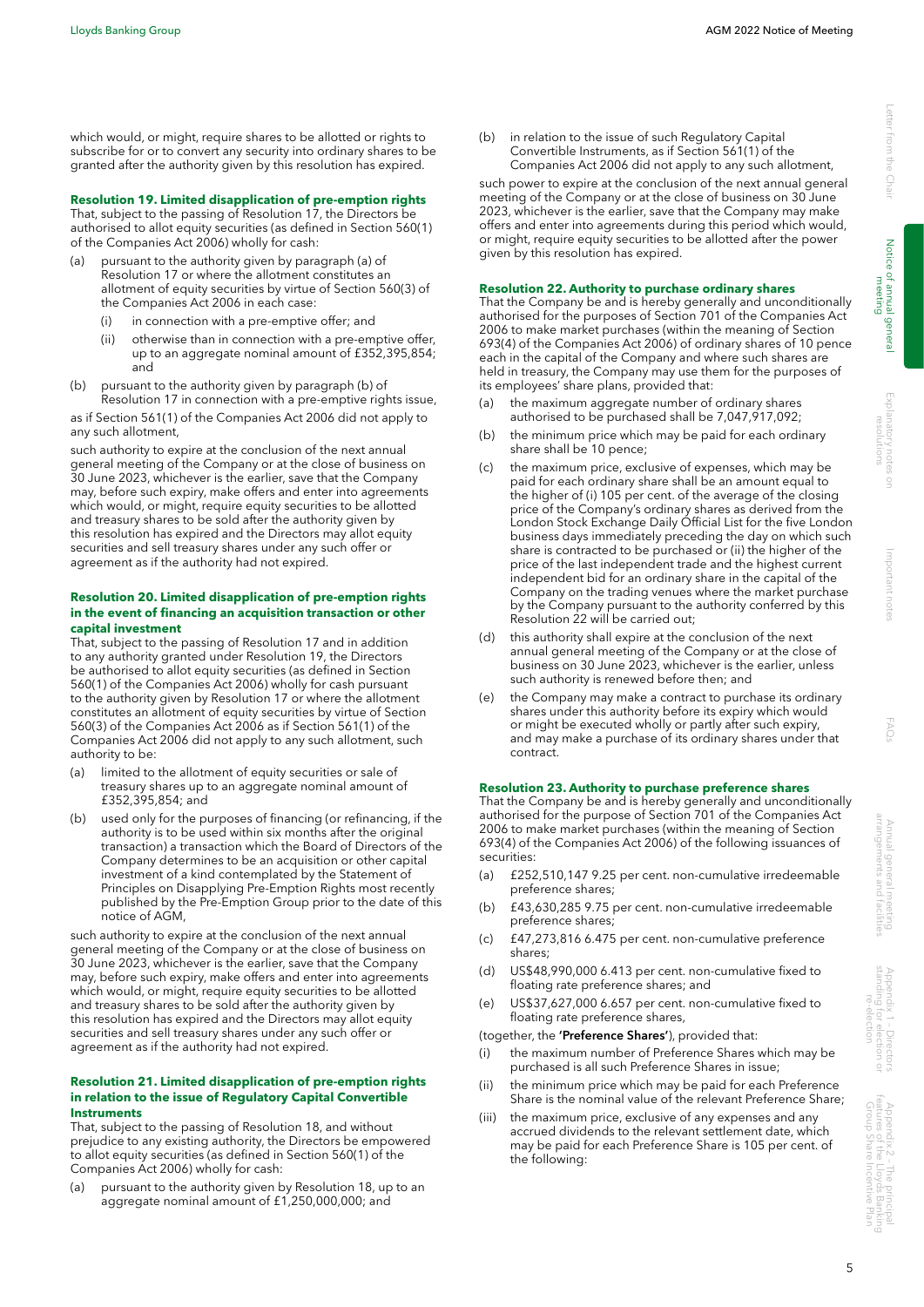which would, or might, require shares to be allotted or rights to subscribe for or to convert any security into ordinary shares to be granted after the authority given by this resolution has expired.

**Resolution 19. Limited disapplication of pre-emption rights**

That, subject to the passing of Resolution 17, the Directors be authorised to allot equity securities (as defined in Section 560(1) of the Companies Act 2006) wholly for cash:

(a) pursuant to the authority given by paragraph (a) of Resolution 17 or where the allotment constitutes an allotment of equity securities by virtue of Section 560(3) of the Companies Act 2006 in each case:

  (i) in connection with a pre-emptive offer; and

  (ii) otherwise than in connection with a pre-emptive offer, up to an aggregate nominal amount of £352,395,854; and

(b) pursuant to the authority given by paragraph (b) of Resolution 17 in connection with a pre-emptive rights issue,

as if Section 561(1) of the Companies Act 2006 did not apply to any such allotment,

such authority to expire at the conclusion of the next annual general meeting of the Company or at the close of business on 30 June 2023, whichever is the earlier, save that the Company may, before such expiry, make offers and enter into agreements which would, or might, require equity securities to be allotted and treasury shares to be sold after the authority given by this resolution has expired and the Directors may allot equity securities and sell treasury shares under any such offer or agreement as if the authority had not expired.

**Resolution 20. Limited disapplication of pre-emption rights in the event of financing an acquisition transaction or other capital investment**

That, subject to the passing of Resolution 17 and in addition to any authority granted under Resolution 19, the Directors be authorised to allot equity securities (as defined in Section 560(1) of the Companies Act 2006) wholly for cash pursuant to the authority given by Resolution 17 or where the allotment constitutes an allotment of equity securities by virtue of Section 560(3) of the Companies Act 2006 as if Section 561(1) of the Companies Act 2006 did not apply to any such allotment, such authority to be:

(a) limited to the allotment of equity securities or sale of treasury shares up to an aggregate nominal amount of £352,395,854; and

(b) used only for the purposes of financing (or refinancing, if the authority is to be used within six months after the original transaction) a transaction which the Board of Directors of the Company determines to be an acquisition or other capital investment of a kind contemplated by the Statement of Principles on Disapplying Pre-Emption Rights most recently published by the Pre-Emption Group prior to the date of this notice of AGM,

such authority to expire at the conclusion of the next annual general meeting of the Company or at the close of business on 30 June 2023, whichever is the earlier, save that the Company may, before such expiry, make offers and enter into agreements which would, or might, require equity securities to be allotted and treasury shares to be sold after the authority given by this resolution has expired and the Directors may allot equity securities and sell treasury shares under any such offer or agreement as if the authority had not expired.

**Resolution 21. Limited disapplication of pre-emption rights in relation to the issue of Regulatory Capital Convertible Instruments**

That, subject to the passing of Resolution 18, and without prejudice to any existing authority, the Directors be empowered to allot equity securities (as defined in Section 560(1) of the Companies Act 2006) wholly for cash:

(a) pursuant to the authority given by Resolution 18, up to an aggregate nominal amount of £1,250,000,000; and

(b) in relation to the issue of such Regulatory Capital Convertible Instruments, as if Section 561(1) of the Companies Act 2006 did not apply to any such allotment,

such power to expire at the conclusion of the next annual general meeting of the Company or at the close of business on 30 June 2023, whichever is the earlier, save that the Company may make offers and enter into agreements during this period which would, or might, require equity securities to be allotted after the power given by this resolution has expired.

**Resolution 22. Authority to purchase ordinary shares**

That the Company be and is hereby generally and unconditionally authorised for the purposes of Section 701 of the Companies Act 2006 to make market purchases (within the meaning of Section 693(4) of the Companies Act 2006) of ordinary shares of 10 pence each in the capital of the Company and where such shares are held in treasury, the Company may use them for the purposes of its employees' share plans, provided that:

(a) the maximum aggregate number of ordinary shares authorised to be purchased shall be 7,047,917,092;

(b) the minimum price which may be paid for each ordinary share shall be 10 pence;

(c) the maximum price, exclusive of expenses, which may be paid for each ordinary share shall be an amount equal to the higher of (i) 105 per cent. of the average of the closing price of the Company's ordinary shares as derived from the London Stock Exchange Daily Official List for the five London business days immediately preceding the day on which such share is contracted to be purchased or (ii) the higher of the price of the last independent trade and the highest current independent bid for an ordinary share in the capital of the Company on the trading venues where the market purchase by the Company pursuant to the authority conferred by this Resolution 22 will be carried out;

(d) this authority shall expire at the conclusion of the next annual general meeting of the Company or at the close of business on 30 June 2023, whichever is the earlier, unless such authority is renewed before then; and

(e) the Company may make a contract to purchase its ordinary shares under this authority before its expiry which would or might be executed wholly or partly after such expiry, and may make a purchase of its ordinary shares under that contract.

**Resolution 23. Authority to purchase preference shares**

That the Company be and is hereby generally and unconditionally authorised for the purpose of Section 701 of the Companies Act 2006 to make market purchases (within the meaning of Section 693(4) of the Companies Act 2006) of the following issuances of securities:

(a) £252,510,147 9.25 per cent. non-cumulative irredeemable preference shares;

(b) £43,630,285 9.75 per cent. non-cumulative irredeemable preference shares;

(c) £47,273,816 6.475 per cent. non-cumulative preference shares;

(d) US$48,990,000 6.413 per cent. non-cumulative fixed to floating rate preference shares; and

(e) US$37,627,000 6.657 per cent. non-cumulative fixed to floating rate preference shares,

(together, the **'Preference Shares'**), provided that:

(i) the maximum number of Preference Shares which may be purchased is all such Preference Shares in issue;

(ii) the minimum price which may be paid for each Preference Share is the nominal value of the relevant Preference Share;

(iii) the maximum price, exclusive of any expenses and any accrued dividends to the relevant settlement date, which may be paid for each Preference Share is 105 per cent. of the following: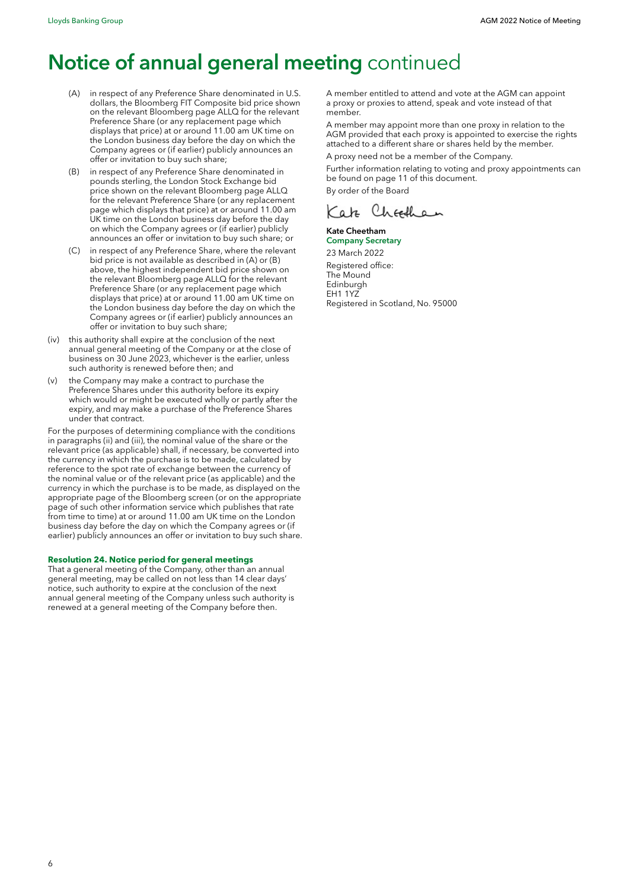# Notice of annual general meeting continued

(A) in respect of any Preference Share denominated in U.S. dollars, the Bloomberg FIT Composite bid price shown on the relevant Bloomberg page ALLQ for the relevant Preference Share (or any replacement page which displays that price) at or around 11.00 am UK time on the London business day before the day on which the Company agrees or (if earlier) publicly announces an offer or invitation to buy such share;

(B) in respect of any Preference Share denominated in pounds sterling, the London Stock Exchange bid price shown on the relevant Bloomberg page ALLQ for the relevant Preference Share (or any replacement page which displays that price) at or around 11.00 am UK time on the London business day before the day on which the Company agrees or (if earlier) publicly announces an offer or invitation to buy such share; or

(C) in respect of any Preference Share, where the relevant bid price is not available as described in (A) or (B) above, the highest independent bid price shown on the relevant Bloomberg page ALLQ for the relevant Preference Share (or any replacement page which displays that price) at or around 11.00 am UK time on the London business day before the day on which the Company agrees or (if earlier) publicly announces an offer or invitation to buy such share;

(iv) this authority shall expire at the conclusion of the next annual general meeting of the Company or at the close of business on 30 June 2023, whichever is the earlier, unless such authority is renewed before then; and

(v) the Company may make a contract to purchase the Preference Shares under this authority before its expiry which would or might be executed wholly or partly after the expiry, and may make a purchase of the Preference Shares under that contract.

For the purposes of determining compliance with the conditions in paragraphs (ii) and (iii), the nominal value of the share or the relevant price (as applicable) shall, if necessary, be converted into the currency in which the purchase is to be made, calculated by reference to the spot rate of exchange between the currency of the nominal value or of the relevant price (as applicable) and the currency in which the purchase is to be made, as displayed on the appropriate page of the Bloomberg screen (or on the appropriate page of such other information service which publishes that rate from time to time) at or around 11.00 am UK time on the London business day before the day on which the Company agrees or (if earlier) publicly announces an offer or invitation to buy such share.

**Resolution 24. Notice period for general meetings**

That a general meeting of the Company, other than an annual general meeting, may be called on not less than 14 clear days' notice, such authority to expire at the conclusion of the next annual general meeting of the Company unless such authority is renewed at a general meeting of the Company before then.

A member entitled to attend and vote at the AGM can appoint a proxy or proxies to attend, speak and vote instead of that member.

A member may appoint more than one proxy in relation to the AGM provided that each proxy is appointed to exercise the rights attached to a different share or shares held by the member.

A proxy need not be a member of the Company.

Further information relating to voting and proxy appointments can be found on page 11 of this document.

By order of the Board

Kate Cheetham

**Kate Cheetham**
**Company Secretary**

23 March 2022

Registered office:
The Mound
Edinburgh
EH1 1YZ
Registered in Scotland, No. 95000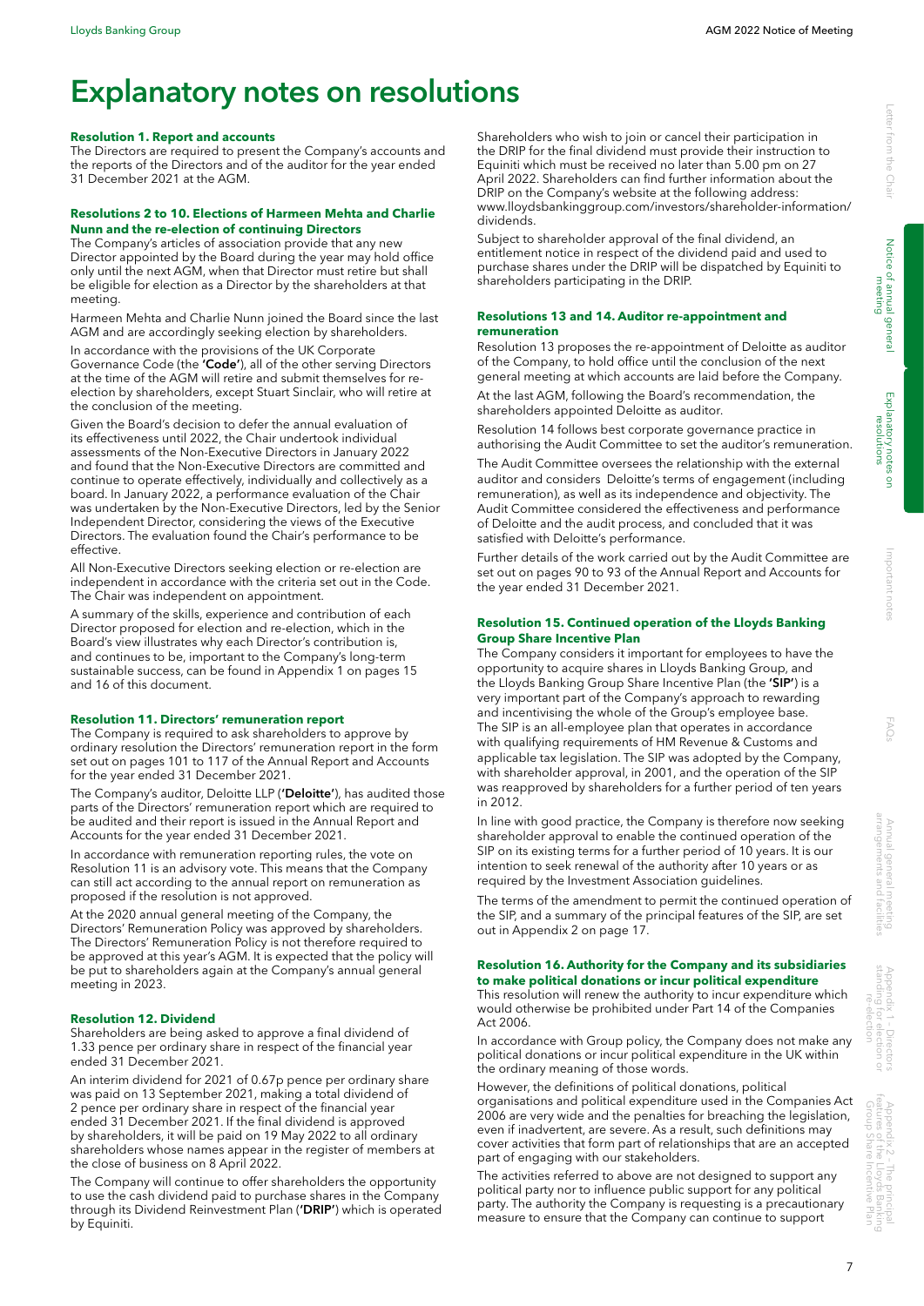# Explanatory notes on resolutions

**Resolution 1. Report and accounts**

The Directors are required to present the Company's accounts and the reports of the Directors and of the auditor for the year ended 31 December 2021 at the AGM.

**Resolutions 2 to 10. Elections of Harmeen Mehta and Charlie Nunn and the re-election of continuing Directors**

The Company's articles of association provide that any new Director appointed by the Board during the year may hold office only until the next AGM, when that Director must retire but shall be eligible for election as a Director by the shareholders at that meeting.

Harmeen Mehta and Charlie Nunn joined the Board since the last AGM and are accordingly seeking election by shareholders.

In accordance with the provisions of the UK Corporate Governance Code (the **'Code'**), all of the other serving Directors at the time of the AGM will retire and submit themselves for re-election by shareholders, except Stuart Sinclair, who will retire at the conclusion of the meeting.

Given the Board's decision to defer the annual evaluation of its effectiveness until 2022, the Chair undertook individual assessments of the Non-Executive Directors in January 2022 and found that the Non-Executive Directors are committed and continue to operate effectively, individually and collectively as a board. In January 2022, a performance evaluation of the Chair was undertaken by the Non-Executive Directors, led by the Senior Independent Director, considering the views of the Executive Directors. The evaluation found the Chair's performance to be effective.

All Non-Executive Directors seeking election or re-election are independent in accordance with the criteria set out in the Code. The Chair was independent on appointment.

A summary of the skills, experience and contribution of each Director proposed for election and re-election, which in the Board's view illustrates why each Director's contribution is, and continues to be, important to the Company's long-term sustainable success, can be found in Appendix 1 on pages 15 and 16 of this document.

**Resolution 11. Directors' remuneration report**

The Company is required to ask shareholders to approve by ordinary resolution the Directors' remuneration report in the form set out on pages 101 to 117 of the Annual Report and Accounts for the year ended 31 December 2021.

The Company's auditor, Deloitte LLP (**'Deloitte'**), has audited those parts of the Directors' remuneration report which are required to be audited and their report is issued in the Annual Report and Accounts for the year ended 31 December 2021.

In accordance with remuneration reporting rules, the vote on Resolution 11 is an advisory vote. This means that the Company can still act according to the annual report on remuneration as proposed if the resolution is not approved.

At the 2020 annual general meeting of the Company, the Directors' Remuneration Policy was approved by shareholders. The Directors' Remuneration Policy is not therefore required to be approved at this year's AGM. It is expected that the policy will be put to shareholders again at the Company's annual general meeting in 2023.

**Resolution 12. Dividend**

Shareholders are being asked to approve a final dividend of 1.33 pence per ordinary share in respect of the financial year ended 31 December 2021.

An interim dividend for 2021 of 0.67p pence per ordinary share was paid on 13 September 2021, making a total dividend of 2 pence per ordinary share in respect of the financial year ended 31 December 2021. If the final dividend is approved by shareholders, it will be paid on 19 May 2022 to all ordinary shareholders whose names appear in the register of members at the close of business on 8 April 2022.

The Company will continue to offer shareholders the opportunity to use the cash dividend paid to purchase shares in the Company through its Dividend Reinvestment Plan (**'DRIP'**) which is operated by Equiniti.

Shareholders who wish to join or cancel their participation in the DRIP for the final dividend must provide their instruction to Equiniti which must be received no later than 5.00 pm on 27 April 2022. Shareholders can find further information about the DRIP on the Company's website at the following address: www.lloydsbankinggroup.com/investors/shareholder-information/dividends.

Subject to shareholder approval of the final dividend, an entitlement notice in respect of the dividend paid and used to purchase shares under the DRIP will be dispatched by Equiniti to shareholders participating in the DRIP.

**Resolutions 13 and 14. Auditor re-appointment and remuneration**

Resolution 13 proposes the re-appointment of Deloitte as auditor of the Company, to hold office until the conclusion of the next general meeting at which accounts are laid before the Company.

At the last AGM, following the Board's recommendation, the shareholders appointed Deloitte as auditor.

Resolution 14 follows best corporate governance practice in authorising the Audit Committee to set the auditor's remuneration.

The Audit Committee oversees the relationship with the external auditor and considers Deloitte's terms of engagement (including remuneration), as well as its independence and objectivity. The Audit Committee considered the effectiveness and performance of Deloitte and the audit process, and concluded that it was satisfied with Deloitte's performance.

Further details of the work carried out by the Audit Committee are set out on pages 90 to 93 of the Annual Report and Accounts for the year ended 31 December 2021.

**Resolution 15. Continued operation of the Lloyds Banking Group Share Incentive Plan**

The Company considers it important for employees to have the opportunity to acquire shares in Lloyds Banking Group, and the Lloyds Banking Group Share Incentive Plan (the **'SIP'**) is a very important part of the Company's approach to rewarding and incentivising the whole of the Group's employee base. The SIP is an all-employee plan that operates in accordance with qualifying requirements of HM Revenue & Customs and applicable tax legislation. The SIP was adopted by the Company, with shareholder approval, in 2001, and the operation of the SIP was reapproved by shareholders for a further period of ten years in 2012.

In line with good practice, the Company is therefore now seeking shareholder approval to enable the continued operation of the SIP on its existing terms for a further period of 10 years. It is our intention to seek renewal of the authority after 10 years or as required by the Investment Association guidelines.

The terms of the amendment to permit the continued operation of the SIP, and a summary of the principal features of the SIP, are set out in Appendix 2 on page 17.

**Resolution 16. Authority for the Company and its subsidiaries to make political donations or incur political expenditure**

This resolution will renew the authority to incur expenditure which would otherwise be prohibited under Part 14 of the Companies Act 2006.

In accordance with Group policy, the Company does not make any political donations or incur political expenditure in the UK within the ordinary meaning of those words.

However, the definitions of political donations, political organisations and political expenditure used in the Companies Act 2006 are very wide and the penalties for breaching the legislation, even if inadvertent, are severe. As a result, such definitions may cover activities that form part of relationships that are an accepted part of engaging with our stakeholders.

The activities referred to above are not designed to support any political party nor to influence public support for any political party. The authority the Company is requesting is a precautionary measure to ensure that the Company can continue to support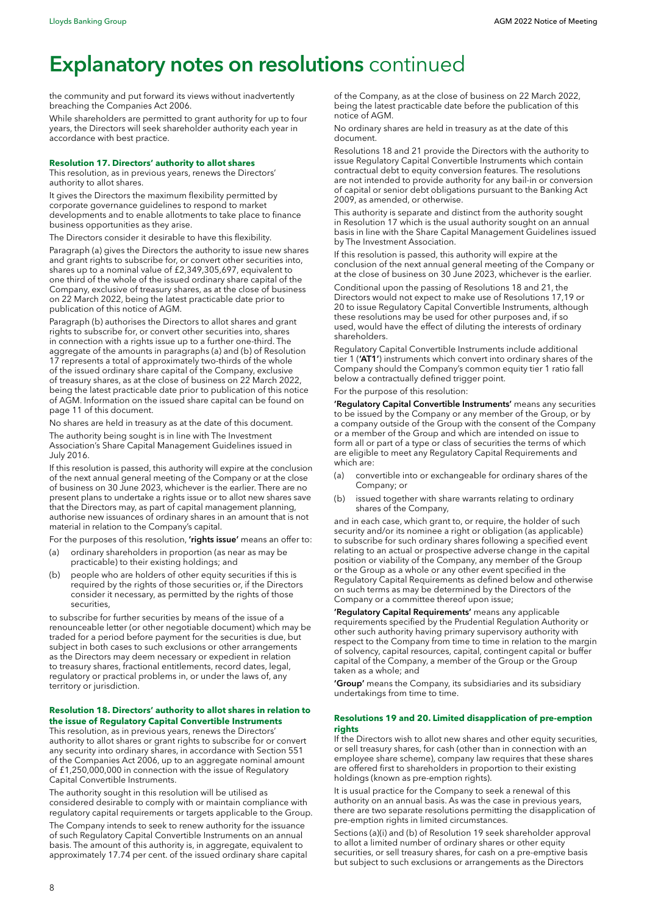# Explanatory notes on resolutions continued

the community and put forward its views without inadvertently breaching the Companies Act 2006.

While shareholders are permitted to grant authority for up to four years, the Directors will seek shareholder authority each year in accordance with best practice.

### Resolution 17. Directors' authority to allot shares

This resolution, as in previous years, renews the Directors' authority to allot shares.

It gives the Directors the maximum flexibility permitted by corporate governance guidelines to respond to market developments and to enable allotments to take place to finance business opportunities as they arise.

The Directors consider it desirable to have this flexibility.

Paragraph (a) gives the Directors the authority to issue new shares and grant rights to subscribe for, or convert other securities into, shares up to a nominal value of £2,349,305,697, equivalent to one third of the whole of the issued ordinary share capital of the Company, exclusive of treasury shares, as at the close of business on 22 March 2022, being the latest practicable date prior to publication of this notice of AGM.

Paragraph (b) authorises the Directors to allot shares and grant rights to subscribe for, or convert other securities into, shares in connection with a rights issue up to a further one-third. The aggregate of the amounts in paragraphs (a) and (b) of Resolution 17 represents a total of approximately two-thirds of the whole of the issued ordinary share capital of the Company, exclusive of treasury shares, as at the close of business on 22 March 2022, being the latest practicable date prior to publication of this notice of AGM. Information on the issued share capital can be found on page 11 of this document.

No shares are held in treasury as at the date of this document.

The authority being sought is in line with The Investment Association's Share Capital Management Guidelines issued in July 2016.

If this resolution is passed, this authority will expire at the conclusion of the next annual general meeting of the Company or at the close of business on 30 June 2023, whichever is the earlier. There are no present plans to undertake a rights issue or to allot new shares save that the Directors may, as part of capital management planning, authorise new issuances of ordinary shares in an amount that is not material in relation to the Company's capital.

For the purposes of this resolution, **'rights issue'** means an offer to:

(a) ordinary shareholders in proportion (as near as may be practicable) to their existing holdings; and

(b) people who are holders of other equity securities if this is required by the rights of those securities or, if the Directors consider it necessary, as permitted by the rights of those securities,

to subscribe for further securities by means of the issue of a renounceable letter (or other negotiable document) which may be traded for a period before payment for the securities is due, but subject in both cases to such exclusions or other arrangements as the Directors may deem necessary or expedient in relation to treasury shares, fractional entitlements, record dates, legal, regulatory or practical problems in, or under the laws of, any territory or jurisdiction.

### Resolution 18. Directors' authority to allot shares in relation to the issue of Regulatory Capital Convertible Instruments

This resolution, as in previous years, renews the Directors' authority to allot shares or grant rights to subscribe for or convert any security into ordinary shares, in accordance with Section 551 of the Companies Act 2006, up to an aggregate nominal amount of £1,250,000,000 in connection with the issue of Regulatory Capital Convertible Instruments.

The authority sought in this resolution will be utilised as considered desirable to comply with or maintain compliance with regulatory capital requirements or targets applicable to the Group.

The Company intends to seek to renew authority for the issuance of such Regulatory Capital Convertible Instruments on an annual basis. The amount of this authority is, in aggregate, equivalent to approximately 17.74 per cent. of the issued ordinary share capital of the Company, as at the close of business on 22 March 2022, being the latest practicable date before the publication of this notice of AGM.

No ordinary shares are held in treasury as at the date of this document.

Resolutions 18 and 21 provide the Directors with the authority to issue Regulatory Capital Convertible Instruments which contain contractual debt to equity conversion features. The resolutions are not intended to provide authority for any bail-in or conversion of capital or senior debt obligations pursuant to the Banking Act 2009, as amended, or otherwise.

This authority is separate and distinct from the authority sought in Resolution 17 which is the usual authority sought on an annual basis in line with the Share Capital Management Guidelines issued by The Investment Association.

If this resolution is passed, this authority will expire at the conclusion of the next annual general meeting of the Company or at the close of business on 30 June 2023, whichever is the earlier.

Conditional upon the passing of Resolutions 18 and 21, the Directors would not expect to make use of Resolutions 17,19 or 20 to issue Regulatory Capital Convertible Instruments, although these resolutions may be used for other purposes and, if so used, would have the effect of diluting the interests of ordinary shareholders.

Regulatory Capital Convertible Instruments include additional tier 1 (**'AT1'**) instruments which convert into ordinary shares of the Company should the Company's common equity tier 1 ratio fall below a contractually defined trigger point.

For the purpose of this resolution:

**'Regulatory Capital Convertible Instruments'** means any securities to be issued by the Company or any member of the Group, or by a company outside of the Group with the consent of the Company or a member of the Group and which are intended on issue to form all or part of a type or class of securities the terms of which are eligible to meet any Regulatory Capital Requirements and which are:

(a) convertible into or exchangeable for ordinary shares of the Company; or

(b) issued together with share warrants relating to ordinary shares of the Company,

and in each case, which grant to, or require, the holder of such security and/or its nominee a right or obligation (as applicable) to subscribe for such ordinary shares following a specified event relating to an actual or prospective adverse change in the capital position or viability of the Company, any member of the Group or the Group as a whole or any other event specified in the Regulatory Capital Requirements as defined below and otherwise on such terms as may be determined by the Directors of the Company or a committee thereof upon issue;

**'Regulatory Capital Requirements'** means any applicable requirements specified by the Prudential Regulation Authority or other such authority having primary supervisory authority with respect to the Company from time to time in relation to the margin of solvency, capital resources, capital, contingent capital or buffer capital of the Company, a member of the Group or the Group taken as a whole; and

**'Group'** means the Company, its subsidiaries and its subsidiary undertakings from time to time.

### Resolutions 19 and 20. Limited disapplication of pre-emption rights

If the Directors wish to allot new shares and other equity securities, or sell treasury shares, for cash (other than in connection with an employee share scheme), company law requires that these shares are offered first to shareholders in proportion to their existing holdings (known as pre-emption rights).

It is usual practice for the Company to seek a renewal of this authority on an annual basis. As was the case in previous years, there are two separate resolutions permitting the disapplication of pre-emption rights in limited circumstances.

Sections (a)(i) and (b) of Resolution 19 seek shareholder approval to allot a limited number of ordinary shares or other equity securities, or sell treasury shares, for cash on a pre-emptive basis but subject to such exclusions or arrangements as the Directors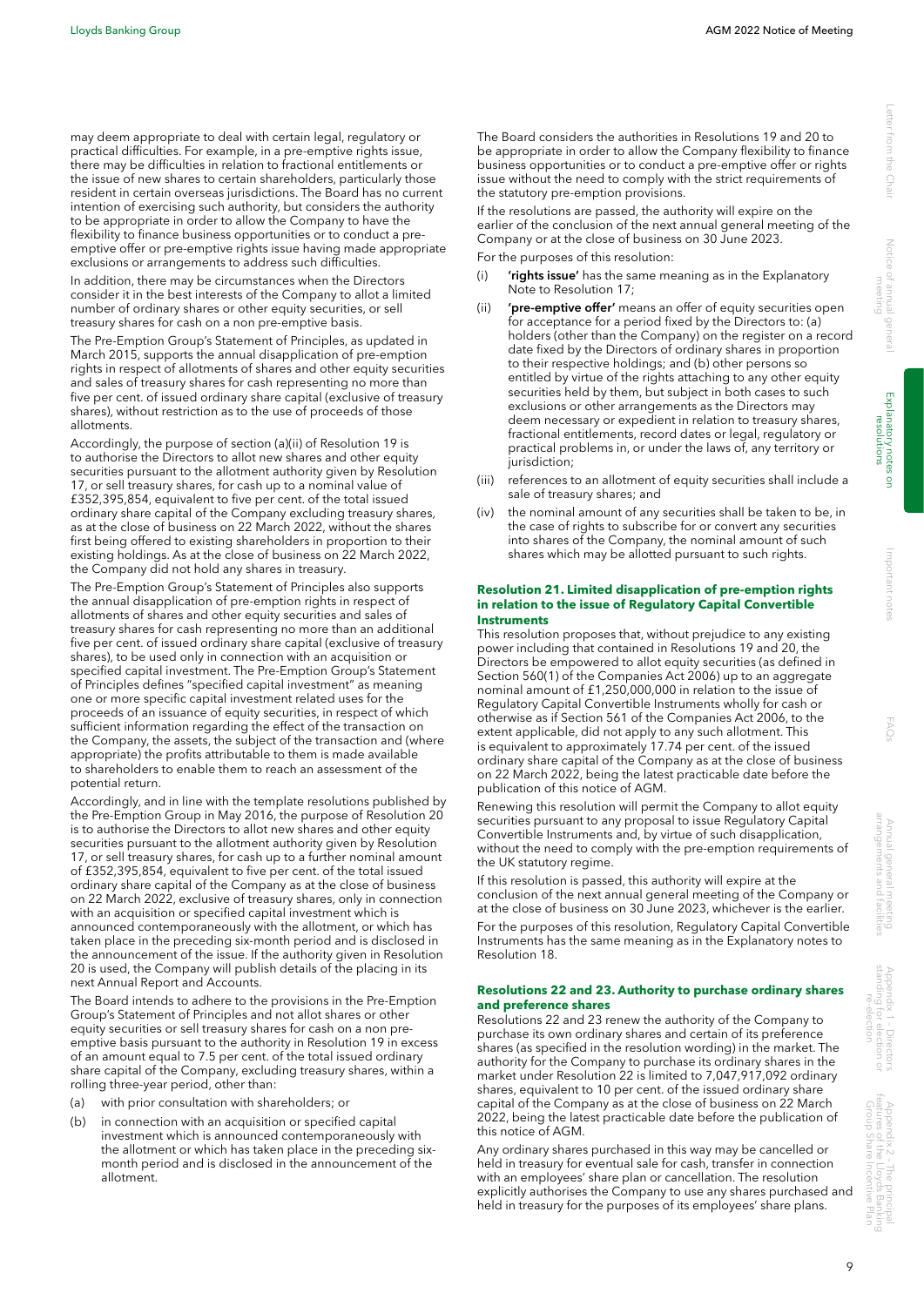may deem appropriate to deal with certain legal, regulatory or practical difficulties. For example, in a pre-emptive rights issue, there may be difficulties in relation to fractional entitlements or the issue of new shares to certain shareholders, particularly those resident in certain overseas jurisdictions. The Board has no current intention of exercising such authority, but considers the authority to be appropriate in order to allow the Company to have the flexibility to finance business opportunities or to conduct a pre-emptive offer or pre-emptive rights issue having made appropriate exclusions or arrangements to address such difficulties.

In addition, there may be circumstances when the Directors consider it in the best interests of the Company to allot a limited number of ordinary shares or other equity securities, or sell treasury shares for cash on a non pre-emptive basis.

The Pre-Emption Group's Statement of Principles, as updated in March 2015, supports the annual disapplication of pre-emption rights in respect of allotments of shares and other equity securities and sales of treasury shares for cash representing no more than five per cent. of issued ordinary share capital (exclusive of treasury shares), without restriction as to the use of proceeds of those allotments.

Accordingly, the purpose of section (a)(ii) of Resolution 19 is to authorise the Directors to allot new shares and other equity securities pursuant to the allotment authority given by Resolution 17, or sell treasury shares, for cash up to a nominal value of £352,395,854, equivalent to five per cent. of the total issued ordinary share capital of the Company excluding treasury shares, as at the close of business on 22 March 2022, without the shares first being offered to existing shareholders in proportion to their existing holdings. As at the close of business on 22 March 2022, the Company did not hold any shares in treasury.

The Pre-Emption Group's Statement of Principles also supports the annual disapplication of pre-emption rights in respect of allotments of shares and other equity securities and sales of treasury shares for cash representing no more than an additional five per cent. of issued ordinary share capital (exclusive of treasury shares), to be used only in connection with an acquisition or specified capital investment. The Pre-Emption Group's Statement of Principles defines "specified capital investment" as meaning one or more specific capital investment related uses for the proceeds of an issuance of equity securities, in respect of which sufficient information regarding the effect of the transaction on the Company, the assets, the subject of the transaction and (where appropriate) the profits attributable to them is made available to shareholders to enable them to reach an assessment of the potential return.

Accordingly, and in line with the template resolutions published by the Pre-Emption Group in May 2016, the purpose of Resolution 20 is to authorise the Directors to allot new shares and other equity securities pursuant to the allotment authority given by Resolution 17, or sell treasury shares, for cash up to a further nominal amount of £352,395,854, equivalent to five per cent. of the total issued ordinary share capital of the Company as at the close of business on 22 March 2022, exclusive of treasury shares, only in connection with an acquisition or specified capital investment which is announced contemporaneously with the allotment, or which has taken place in the preceding six-month period and is disclosed in the announcement of the issue. If the authority given in Resolution 20 is used, the Company will publish details of the placing in its next Annual Report and Accounts.

The Board intends to adhere to the provisions in the Pre-Emption Group's Statement of Principles and not allot shares or other equity securities or sell treasury shares for cash on a non pre-emptive basis pursuant to the authority in Resolution 19 in excess of an amount equal to 7.5 per cent. of the total issued ordinary share capital of the Company, excluding treasury shares, within a rolling three-year period, other than:

(a) with prior consultation with shareholders; or

(b) in connection with an acquisition or specified capital investment which is announced contemporaneously with the allotment or which has taken place in the preceding six-month period and is disclosed in the announcement of the allotment.

The Board considers the authorities in Resolutions 19 and 20 to be appropriate in order to allow the Company flexibility to finance business opportunities or to conduct a pre-emptive offer or rights issue without the need to comply with the strict requirements of the statutory pre-emption provisions.

If the resolutions are passed, the authority will expire on the earlier of the conclusion of the next annual general meeting of the Company or at the close of business on 30 June 2023.

For the purposes of this resolution:

(i) **'rights issue'** has the same meaning as in the Explanatory Note to Resolution 17;

(ii) **'pre-emptive offer'** means an offer of equity securities open for acceptance for a period fixed by the Directors to: (a) holders (other than the Company) on the register on a record date fixed by the Directors of ordinary shares in proportion to their respective holdings; and (b) other persons so entitled by virtue of the rights attaching to any other equity securities held by them, but subject in both cases to such exclusions or other arrangements as the Directors may deem necessary or expedient in relation to treasury shares, fractional entitlements, record dates or legal, regulatory or practical problems in, or under the laws of, any territory or jurisdiction;

(iii) references to an allotment of equity securities shall include a sale of treasury shares; and

(iv) the nominal amount of any securities shall be taken to be, in the case of rights to subscribe for or convert any securities into shares of the Company, the nominal amount of such shares which may be allotted pursuant to such rights.

### Resolution 21. Limited disapplication of pre-emption rights in relation to the issue of Regulatory Capital Convertible Instruments

This resolution proposes that, without prejudice to any existing power including that contained in Resolutions 19 and 20, the Directors be empowered to allot equity securities (as defined in Section 560(1) of the Companies Act 2006) up to an aggregate nominal amount of £1,250,000,000 in relation to the issue of Regulatory Capital Convertible Instruments wholly for cash or otherwise as if Section 561 of the Companies Act 2006, to the extent applicable, did not apply to any such allotment. This is equivalent to approximately 17.74 per cent. of the issued ordinary share capital of the Company as at the close of business on 22 March 2022, being the latest practicable date before the publication of this notice of AGM.

Renewing this resolution will permit the Company to allot equity securities pursuant to any proposal to issue Regulatory Capital Convertible Instruments and, by virtue of such disapplication, without the need to comply with the pre-emption requirements of the UK statutory regime.

If this resolution is passed, this authority will expire at the conclusion of the next annual general meeting of the Company or at the close of business on 30 June 2023, whichever is the earlier.

For the purposes of this resolution, Regulatory Capital Convertible Instruments has the same meaning as in the Explanatory notes to Resolution 18.

### Resolutions 22 and 23. Authority to purchase ordinary shares and preference shares

Resolutions 22 and 23 renew the authority of the Company to purchase its own ordinary shares and certain of its preference shares (as specified in the resolution wording) in the market. The authority for the Company to purchase its ordinary shares in the market under Resolution 22 is limited to 7,047,917,092 ordinary shares, equivalent to 10 per cent. of the issued ordinary share capital of the Company as at the close of business on 22 March 2022, being the latest practicable date before the publication of this notice of AGM.

Any ordinary shares purchased in this way may be cancelled or held in treasury for eventual sale for cash, transfer in connection with an employees' share plan or cancellation. The resolution explicitly authorises the Company to use any shares purchased and held in treasury for the purposes of its employees' share plans.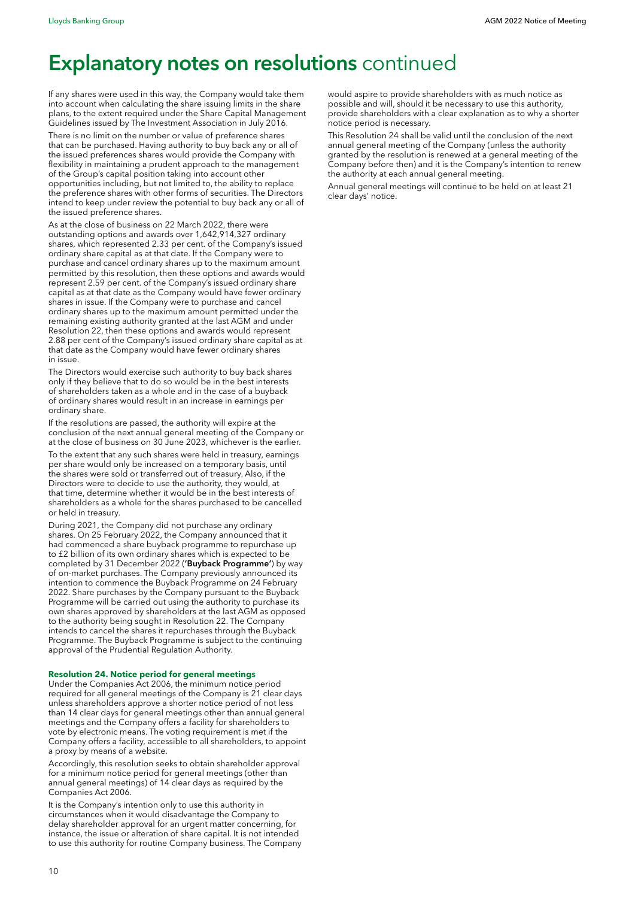# Explanatory notes on resolutions continued

If any shares were used in this way, the Company would take them into account when calculating the share issuing limits in the share plans, to the extent required under the Share Capital Management Guidelines issued by The Investment Association in July 2016.

There is no limit on the number or value of preference shares that can be purchased. Having authority to buy back any or all of the issued preferences shares would provide the Company with flexibility in maintaining a prudent approach to the management of the Group's capital position taking into account other opportunities including, but not limited to, the ability to replace the preference shares with other forms of securities. The Directors intend to keep under review the potential to buy back any or all of the issued preference shares.

As at the close of business on 22 March 2022, there were outstanding options and awards over 1,642,914,327 ordinary shares, which represented 2.33 per cent. of the Company's issued ordinary share capital as at that date. If the Company were to purchase and cancel ordinary shares up to the maximum amount permitted by this resolution, then these options and awards would represent 2.59 per cent. of the Company's issued ordinary share capital as at that date as the Company would have fewer ordinary shares in issue. If the Company were to purchase and cancel ordinary shares up to the maximum amount permitted under the remaining existing authority granted at the last AGM and under Resolution 22, then these options and awards would represent 2.88 per cent of the Company's issued ordinary share capital as at that date as the Company would have fewer ordinary shares in issue.

The Directors would exercise such authority to buy back shares only if they believe that to do so would be in the best interests of shareholders taken as a whole and in the case of a buyback of ordinary shares would result in an increase in earnings per ordinary share.

If the resolutions are passed, the authority will expire at the conclusion of the next annual general meeting of the Company or at the close of business on 30 June 2023, whichever is the earlier.

To the extent that any such shares were held in treasury, earnings per share would only be increased on a temporary basis, until the shares were sold or transferred out of treasury. Also, if the Directors were to decide to use the authority, they would, at that time, determine whether it would be in the best interests of shareholders as a whole for the shares purchased to be cancelled or held in treasury.

During 2021, the Company did not purchase any ordinary shares. On 25 February 2022, the Company announced that it had commenced a share buyback programme to repurchase up to £2 billion of its own ordinary shares which is expected to be completed by 31 December 2022 (**'Buyback Programme'**) by way of on-market purchases. The Company previously announced its intention to commence the Buyback Programme on 24 February 2022. Share purchases by the Company pursuant to the Buyback Programme will be carried out using the authority to purchase its own shares approved by shareholders at the last AGM as opposed to the authority being sought in Resolution 22. The Company intends to cancel the shares it repurchases through the Buyback Programme. The Buyback Programme is subject to the continuing approval of the Prudential Regulation Authority.

### Resolution 24. Notice period for general meetings

Under the Companies Act 2006, the minimum notice period required for all general meetings of the Company is 21 clear days unless shareholders approve a shorter notice period of not less than 14 clear days for general meetings other than annual general meetings and the Company offers a facility for shareholders to vote by electronic means. The voting requirement is met if the Company offers a facility, accessible to all shareholders, to appoint a proxy by means of a website.

Accordingly, this resolution seeks to obtain shareholder approval for a minimum notice period for general meetings (other than annual general meetings) of 14 clear days as required by the Companies Act 2006.

It is the Company's intention only to use this authority in circumstances when it would disadvantage the Company to delay shareholder approval for an urgent matter concerning, for instance, the issue or alteration of share capital. It is not intended to use this authority for routine Company business. The Company would aspire to provide shareholders with as much notice as possible and will, should it be necessary to use this authority, provide shareholders with a clear explanation as to why a shorter notice period is necessary.

This Resolution 24 shall be valid until the conclusion of the next annual general meeting of the Company (unless the authority granted by the resolution is renewed at a general meeting of the Company before then) and it is the Company's intention to renew the authority at each annual general meeting.

Annual general meetings will continue to be held on at least 21 clear days' notice.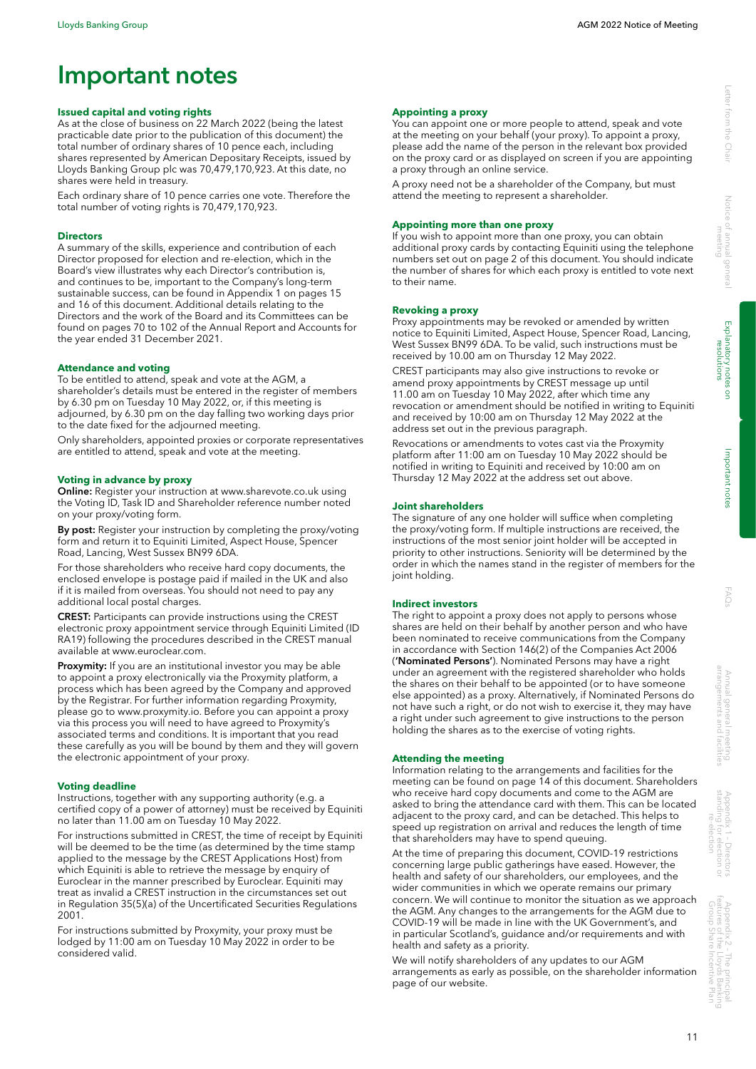# Important notes

## Issued capital and voting rights

As at the close of business on 22 March 2022 (being the latest practicable date prior to the publication of this document) the total number of ordinary shares of 10 pence each, including shares represented by American Depositary Receipts, issued by Lloyds Banking Group plc was 70,479,170,923. At this date, no shares were held in treasury.

Each ordinary share of 10 pence carries one vote. Therefore the total number of voting rights is 70,479,170,923.

## Directors

A summary of the skills, experience and contribution of each Director proposed for election and re-election, which in the Board's view illustrates why each Director's contribution is, and continues to be, important to the Company's long-term sustainable success, can be found in Appendix 1 on pages 15 and 16 of this document. Additional details relating to the Directors and the work of the Board and its Committees can be found on pages 70 to 102 of the Annual Report and Accounts for the year ended 31 December 2021.

## Attendance and voting

To be entitled to attend, speak and vote at the AGM, a shareholder's details must be entered in the register of members by 6.30 pm on Tuesday 10 May 2022, or, if this meeting is adjourned, by 6.30 pm on the day falling two working days prior to the date fixed for the adjourned meeting.

Only shareholders, appointed proxies or corporate representatives are entitled to attend, speak and vote at the meeting.

## Voting in advance by proxy

**Online:** Register your instruction at www.sharevote.co.uk using the Voting ID, Task ID and Shareholder reference number noted on your proxy/voting form.

**By post:** Register your instruction by completing the proxy/voting form and return it to Equiniti Limited, Aspect House, Spencer Road, Lancing, West Sussex BN99 6DA.

For those shareholders who receive hard copy documents, the enclosed envelope is postage paid if mailed in the UK and also if it is mailed from overseas. You should not need to pay any additional local postal charges.

**CREST:** Participants can provide instructions using the CREST electronic proxy appointment service through Equiniti Limited (ID RA19) following the procedures described in the CREST manual available at www.euroclear.com.

**Proxymity:** If you are an institutional investor you may be able to appoint a proxy electronically via the Proxymity platform, a process which has been agreed by the Company and approved by the Registrar. For further information regarding Proxymity, please go to www.proxymity.io. Before you can appoint a proxy via this process you will need to have agreed to Proxymity's associated terms and conditions. It is important that you read these carefully as you will be bound by them and they will govern the electronic appointment of your proxy.

## Voting deadline

Instructions, together with any supporting authority (e.g. a certified copy of a power of attorney) must be received by Equiniti no later than 11.00 am on Tuesday 10 May 2022.

For instructions submitted in CREST, the time of receipt by Equiniti will be deemed to be the time (as determined by the time stamp applied to the message by the CREST Applications Host) from which Equiniti is able to retrieve the message by enquiry of Euroclear in the manner prescribed by Euroclear. Equiniti may treat as invalid a CREST instruction in the circumstances set out in Regulation 35(5)(a) of the Uncertificated Securities Regulations 2001.

For instructions submitted by Proxymity, your proxy must be lodged by 11:00 am on Tuesday 10 May 2022 in order to be considered valid.

## Appointing a proxy

You can appoint one or more people to attend, speak and vote at the meeting on your behalf (your proxy). To appoint a proxy, please add the name of the person in the relevant box provided on the proxy card or as displayed on screen if you are appointing a proxy through an online service.

A proxy need not be a shareholder of the Company, but must attend the meeting to represent a shareholder.

## Appointing more than one proxy

If you wish to appoint more than one proxy, you can obtain additional proxy cards by contacting Equiniti using the telephone numbers set out on page 2 of this document. You should indicate the number of shares for which each proxy is entitled to vote next to their name.

## Revoking a proxy

Proxy appointments may be revoked or amended by written notice to Equiniti Limited, Aspect House, Spencer Road, Lancing, West Sussex BN99 6DA. To be valid, such instructions must be received by 10.00 am on Thursday 12 May 2022.

CREST participants may also give instructions to revoke or amend proxy appointments by CREST message up until 11.00 am on Tuesday 10 May 2022, after which time any revocation or amendment should be notified in writing to Equiniti and received by 10:00 am on Thursday 12 May 2022 at the address set out in the previous paragraph.

Revocations or amendments to votes cast via the Proxymity platform after 11:00 am on Tuesday 10 May 2022 should be notified in writing to Equiniti and received by 10:00 am on Thursday 12 May 2022 at the address set out above.

## Joint shareholders

The signature of any one holder will suffice when completing the proxy/voting form. If multiple instructions are received, the instructions of the most senior joint holder will be accepted in priority to other instructions. Seniority will be determined by the order in which the names stand in the register of members for the joint holding.

## Indirect investors

The right to appoint a proxy does not apply to persons whose shares are held on their behalf by another person and who have been nominated to receive communications from the Company in accordance with Section 146(2) of the Companies Act 2006 (**'Nominated Persons'**). Nominated Persons may have a right under an agreement with the registered shareholder who holds the shares on their behalf to be appointed (or to have someone else appointed) as a proxy. Alternatively, if Nominated Persons do not have such a right, or do not wish to exercise it, they may have a right under such agreement to give instructions to the person holding the shares as to the exercise of voting rights.

## Attending the meeting

Information relating to the arrangements and facilities for the meeting can be found on page 14 of this document. Shareholders who receive hard copy documents and come to the AGM are asked to bring the attendance card with them. This can be located adjacent to the proxy card, and can be detached. This helps to speed up registration on arrival and reduces the length of time that shareholders may have to spend queuing.

At the time of preparing this document, COVID-19 restrictions concerning large public gatherings have eased. However, the health and safety of our shareholders, our employees, and the wider communities in which we operate remains our primary concern. We will continue to monitor the situation as we approach the AGM. Any changes to the arrangements for the AGM due to COVID-19 will be made in line with the UK Government's, and in particular Scotland's, guidance and/or requirements and with health and safety as a priority.

We will notify shareholders of any updates to our AGM arrangements as early as possible, on the shareholder information page of our website.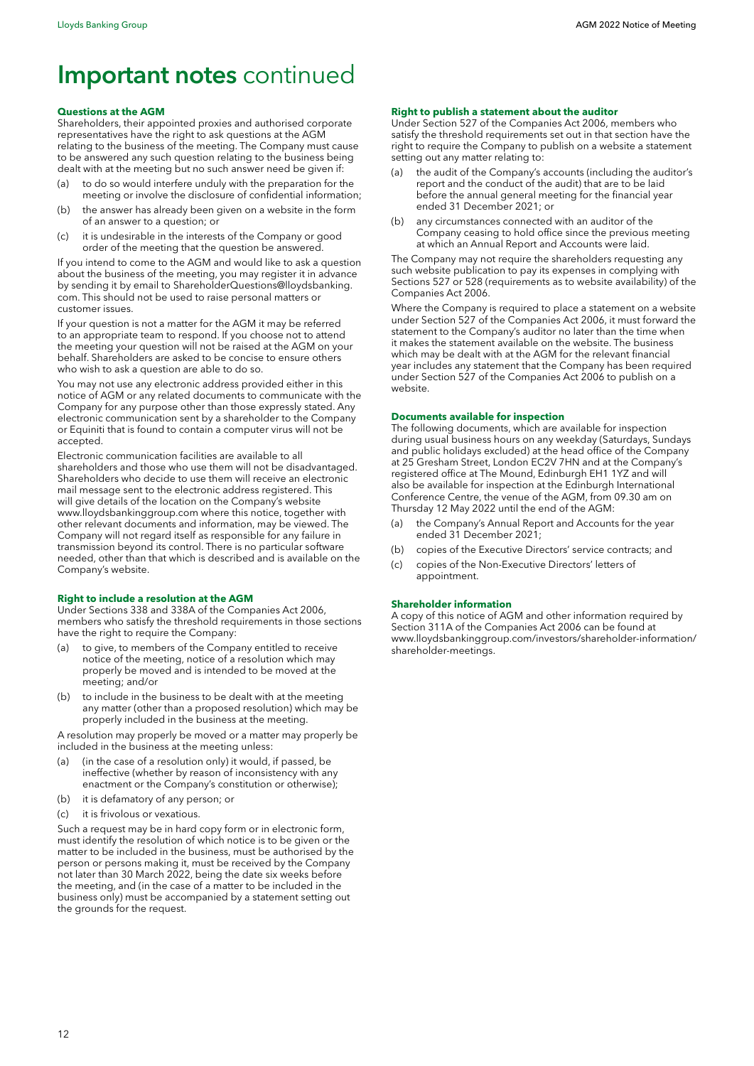# Important notes continued

### Questions at the AGM

Shareholders, their appointed proxies and authorised corporate representatives have the right to ask questions at the AGM relating to the business of the meeting. The Company must cause to be answered any such question relating to the business being dealt with at the meeting but no such answer need be given if:

(a) to do so would interfere unduly with the preparation for the meeting or involve the disclosure of confidential information;

(b) the answer has already been given on a website in the form of an answer to a question; or

(c) it is undesirable in the interests of the Company or good order of the meeting that the question be answered.

If you intend to come to the AGM and would like to ask a question about the business of the meeting, you may register it in advance by sending it by email to ShareholderQuestions@lloydsbanking.com. This should not be used to raise personal matters or customer issues.

If your question is not a matter for the AGM it may be referred to an appropriate team to respond. If you choose not to attend the meeting your question will not be raised at the AGM on your behalf. Shareholders are asked to be concise to ensure others who wish to ask a question are able to do so.

You may not use any electronic address provided either in this notice of AGM or any related documents to communicate with the Company for any purpose other than those expressly stated. Any electronic communication sent by a shareholder to the Company or Equiniti that is found to contain a computer virus will not be accepted.

Electronic communication facilities are available to all shareholders and those who use them will not be disadvantaged. Shareholders who decide to use them will receive an electronic mail message sent to the electronic address registered. This will give details of the location on the Company's website www.lloydsbankinggroup.com where this notice, together with other relevant documents and information, may be viewed. The Company will not regard itself as responsible for any failure in transmission beyond its control. There is no particular software needed, other than that which is described and is available on the Company's website.

### Right to include a resolution at the AGM

Under Sections 338 and 338A of the Companies Act 2006, members who satisfy the threshold requirements in those sections have the right to require the Company:

(a) to give, to members of the Company entitled to receive notice of the meeting, notice of a resolution which may properly be moved and is intended to be moved at the meeting; and/or

(b) to include in the business to be dealt with at the meeting any matter (other than a proposed resolution) which may be properly included in the business at the meeting.

A resolution may properly be moved or a matter may properly be included in the business at the meeting unless:

(a) (in the case of a resolution only) it would, if passed, be ineffective (whether by reason of inconsistency with any enactment or the Company's constitution or otherwise);

(b) it is defamatory of any person; or

(c) it is frivolous or vexatious.

Such a request may be in hard copy form or in electronic form, must identify the resolution of which notice is to be given or the matter to be included in the business, must be authorised by the person or persons making it, must be received by the Company not later than 30 March 2022, being the date six weeks before the meeting, and (in the case of a matter to be included in the business only) must be accompanied by a statement setting out the grounds for the request.

### Right to publish a statement about the auditor

Under Section 527 of the Companies Act 2006, members who satisfy the threshold requirements set out in that section have the right to require the Company to publish on a website a statement setting out any matter relating to:

(a) the audit of the Company's accounts (including the auditor's report and the conduct of the audit) that are to be laid before the annual general meeting for the financial year ended 31 December 2021; or

(b) any circumstances connected with an auditor of the Company ceasing to hold office since the previous meeting at which an Annual Report and Accounts were laid.

The Company may not require the shareholders requesting any such website publication to pay its expenses in complying with Sections 527 or 528 (requirements as to website availability) of the Companies Act 2006.

Where the Company is required to place a statement on a website under Section 527 of the Companies Act 2006, it must forward the statement to the Company's auditor no later than the time when it makes the statement available on the website. The business which may be dealt with at the AGM for the relevant financial year includes any statement that the Company has been required under Section 527 of the Companies Act 2006 to publish on a website.

### Documents available for inspection

The following documents, which are available for inspection during usual business hours on any weekday (Saturdays, Sundays and public holidays excluded) at the head office of the Company at 25 Gresham Street, London EC2V 7HN and at the Company's registered office at The Mound, Edinburgh EH1 1YZ and will also be available for inspection at the Edinburgh International Conference Centre, the venue of the AGM, from 09.30 am on Thursday 12 May 2022 until the end of the AGM:

(a) the Company's Annual Report and Accounts for the year ended 31 December 2021;

(b) copies of the Executive Directors' service contracts; and

(c) copies of the Non-Executive Directors' letters of appointment.

### Shareholder information

A copy of this notice of AGM and other information required by Section 311A of the Companies Act 2006 can be found at www.lloydsbankinggroup.com/investors/shareholder-information/shareholder-meetings.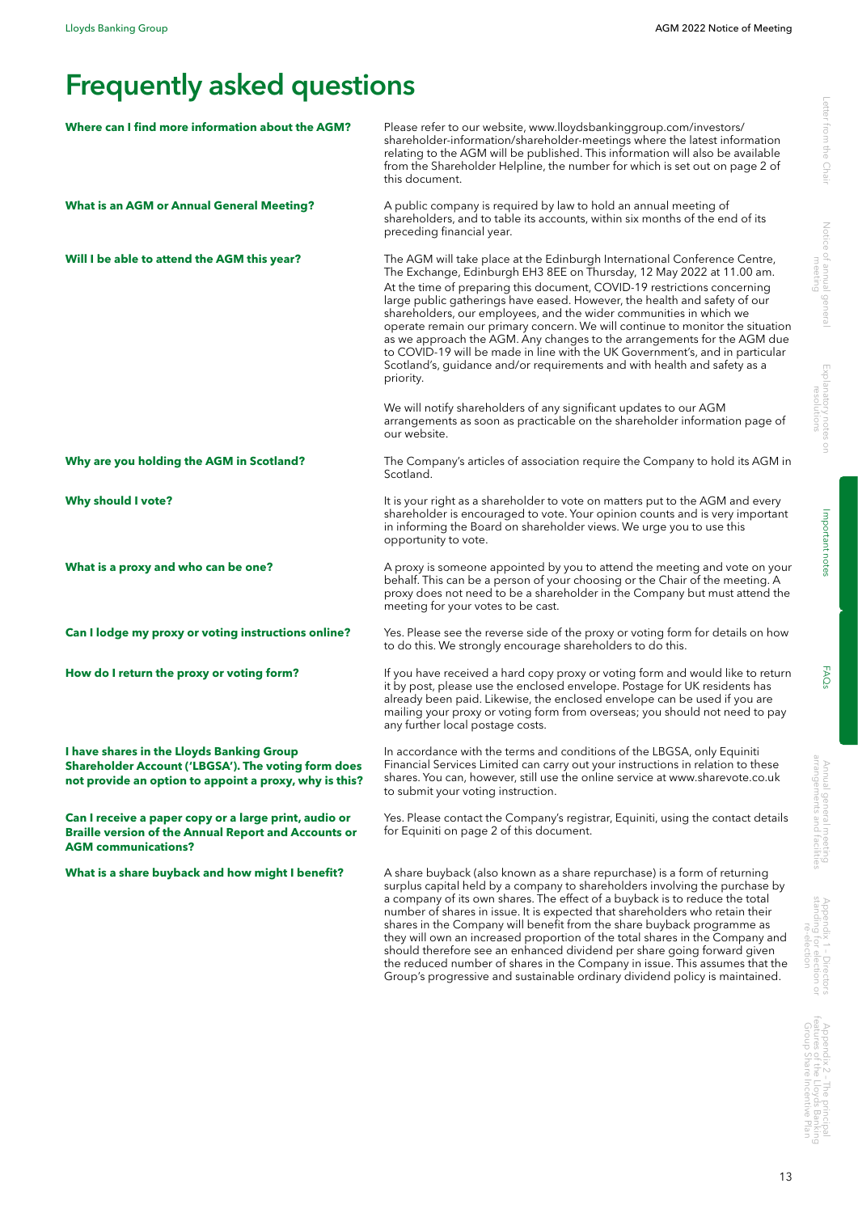# Frequently asked questions

**Where can I find more information about the AGM?**

Please refer to our website, www.lloydsbankinggroup.com/investors/shareholder-information/shareholder-meetings where the latest information relating to the AGM will be published. This information will also be available from the Shareholder Helpline, the number for which is set out on page 2 of this document.

**What is an AGM or Annual General Meeting?**

A public company is required by law to hold an annual meeting of shareholders, and to table its accounts, within six months of the end of its preceding financial year.

**Will I be able to attend the AGM this year?**

The AGM will take place at the Edinburgh International Conference Centre, The Exchange, Edinburgh EH3 8EE on Thursday, 12 May 2022 at 11.00 am.

At the time of preparing this document, COVID-19 restrictions concerning large public gatherings have eased. However, the health and safety of our shareholders, our employees, and the wider communities in which we operate remain our primary concern. We will continue to monitor the situation as we approach the AGM. Any changes to the arrangements for the AGM due to COVID-19 will be made in line with the UK Government's, and in particular Scotland's, guidance and/or requirements and with health and safety as a priority.

We will notify shareholders of any significant updates to our AGM arrangements as soon as practicable on the shareholder information page of our website.

**Why are you holding the AGM in Scotland?**

The Company's articles of association require the Company to hold its AGM in Scotland.

**Why should I vote?**

It is your right as a shareholder to vote on matters put to the AGM and every shareholder is encouraged to vote. Your opinion counts and is very important in informing the Board on shareholder views. We urge you to use this opportunity to vote.

**What is a proxy and who can be one?**

A proxy is someone appointed by you to attend the meeting and vote on your behalf. This can be a person of your choosing or the Chair of the meeting. A proxy does not need to be a shareholder in the Company but must attend the meeting for your votes to be cast.

**Can I lodge my proxy or voting instructions online?**

Yes. Please see the reverse side of the proxy or voting form for details on how to do this. We strongly encourage shareholders to do this.

**How do I return the proxy or voting form?**

If you have received a hard copy proxy or voting form and would like to return it by post, please use the enclosed envelope. Postage for UK residents has already been paid. Likewise, the enclosed envelope can be used if you are mailing your proxy or voting form from overseas; you should not need to pay any further local postage costs.

**I have shares in the Lloyds Banking Group Shareholder Account ('LBGSA'). The voting form does not provide an option to appoint a proxy, why is this?**

In accordance with the terms and conditions of the LBGSA, only Equiniti Financial Services Limited can carry out your instructions in relation to these shares. You can, however, still use the online service at www.sharevote.co.uk to submit your voting instruction.

**Can I receive a paper copy or a large print, audio or Braille version of the Annual Report and Accounts or AGM communications?**

Yes. Please contact the Company's registrar, Equiniti, using the contact details for Equiniti on page 2 of this document.

**What is a share buyback and how might I benefit?**

A share buyback (also known as a share repurchase) is a form of returning surplus capital held by a company to shareholders involving the purchase by a company of its own shares. The effect of a buyback is to reduce the total number of shares in issue. It is expected that shareholders who retain their shares in the Company will benefit from the share buyback programme as they will own an increased proportion of the total shares in the Company and should therefore see an enhanced dividend per share going forward given the reduced number of shares in the Company in issue. This assumes that the Group's progressive and sustainable ordinary dividend policy is maintained.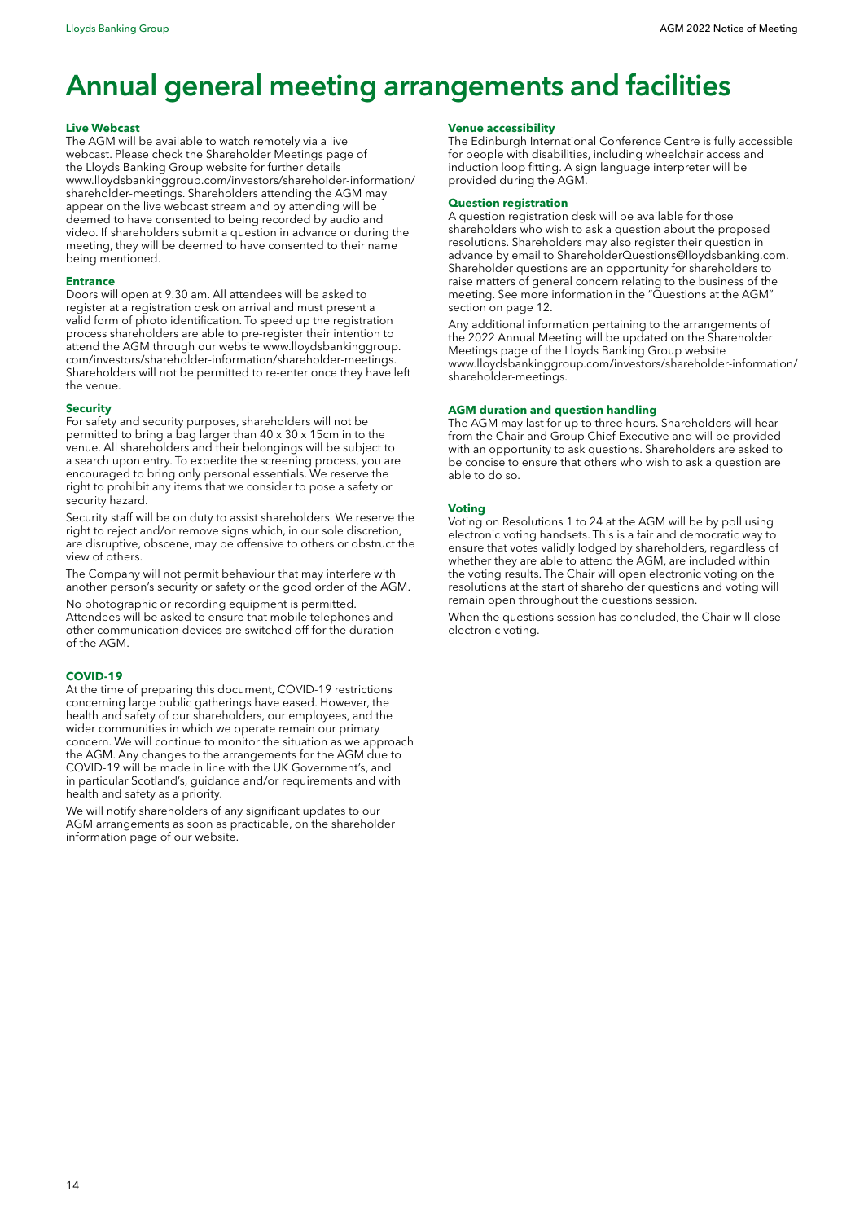# Annual general meeting arrangements and facilities

### Live Webcast

The AGM will be available to watch remotely via a live webcast. Please check the Shareholder Meetings page of the Lloyds Banking Group website for further details www.lloydsbankinggroup.com/investors/shareholder-information/shareholder-meetings. Shareholders attending the AGM may appear on the live webcast stream and by attending will be deemed to have consented to being recorded by audio and video. If shareholders submit a question in advance or during the meeting, they will be deemed to have consented to their name being mentioned.

### Entrance

Doors will open at 9.30 am. All attendees will be asked to register at a registration desk on arrival and must present a valid form of photo identification. To speed up the registration process shareholders are able to pre-register their intention to attend the AGM through our website www.lloydsbankinggroup.com/investors/shareholder-information/shareholder-meetings. Shareholders will not be permitted to re-enter once they have left the venue.

### Security

For safety and security purposes, shareholders will not be permitted to bring a bag larger than 40 x 30 x 15cm in to the venue. All shareholders and their belongings will be subject to a search upon entry. To expedite the screening process, you are encouraged to bring only personal essentials. We reserve the right to prohibit any items that we consider to pose a safety or security hazard.

Security staff will be on duty to assist shareholders. We reserve the right to reject and/or remove signs which, in our sole discretion, are disruptive, obscene, may be offensive to others or obstruct the view of others.

The Company will not permit behaviour that may interfere with another person's security or safety or the good order of the AGM.

No photographic or recording equipment is permitted. Attendees will be asked to ensure that mobile telephones and other communication devices are switched off for the duration of the AGM.

### COVID-19

At the time of preparing this document, COVID-19 restrictions concerning large public gatherings have eased. However, the health and safety of our shareholders, our employees, and the wider communities in which we operate remain our primary concern. We will continue to monitor the situation as we approach the AGM. Any changes to the arrangements for the AGM due to COVID-19 will be made in line with the UK Government's, and in particular Scotland's, guidance and/or requirements and with health and safety as a priority.

We will notify shareholders of any significant updates to our AGM arrangements as soon as practicable, on the shareholder information page of our website.

### Venue accessibility

The Edinburgh International Conference Centre is fully accessible for people with disabilities, including wheelchair access and induction loop fitting. A sign language interpreter will be provided during the AGM.

### Question registration

A question registration desk will be available for those shareholders who wish to ask a question about the proposed resolutions. Shareholders may also register their question in advance by email to ShareholderQuestions@lloydsbanking.com. Shareholder questions are an opportunity for shareholders to raise matters of general concern relating to the business of the meeting. See more information in the "Questions at the AGM" section on page 12.

Any additional information pertaining to the arrangements of the 2022 Annual Meeting will be updated on the Shareholder Meetings page of the Lloyds Banking Group website www.lloydsbankinggroup.com/investors/shareholder-information/shareholder-meetings.

### AGM duration and question handling

The AGM may last for up to three hours. Shareholders will hear from the Chair and Group Chief Executive and will be provided with an opportunity to ask questions. Shareholders are asked to be concise to ensure that others who wish to ask a question are able to do so.

### Voting

Voting on Resolutions 1 to 24 at the AGM will be by poll using electronic voting handsets. This is a fair and democratic way to ensure that votes validly lodged by shareholders, regardless of whether they are able to attend the AGM, are included within the voting results. The Chair will open electronic voting on the resolutions at the start of shareholder questions and voting will remain open throughout the questions session.

When the questions session has concluded, the Chair will close electronic voting.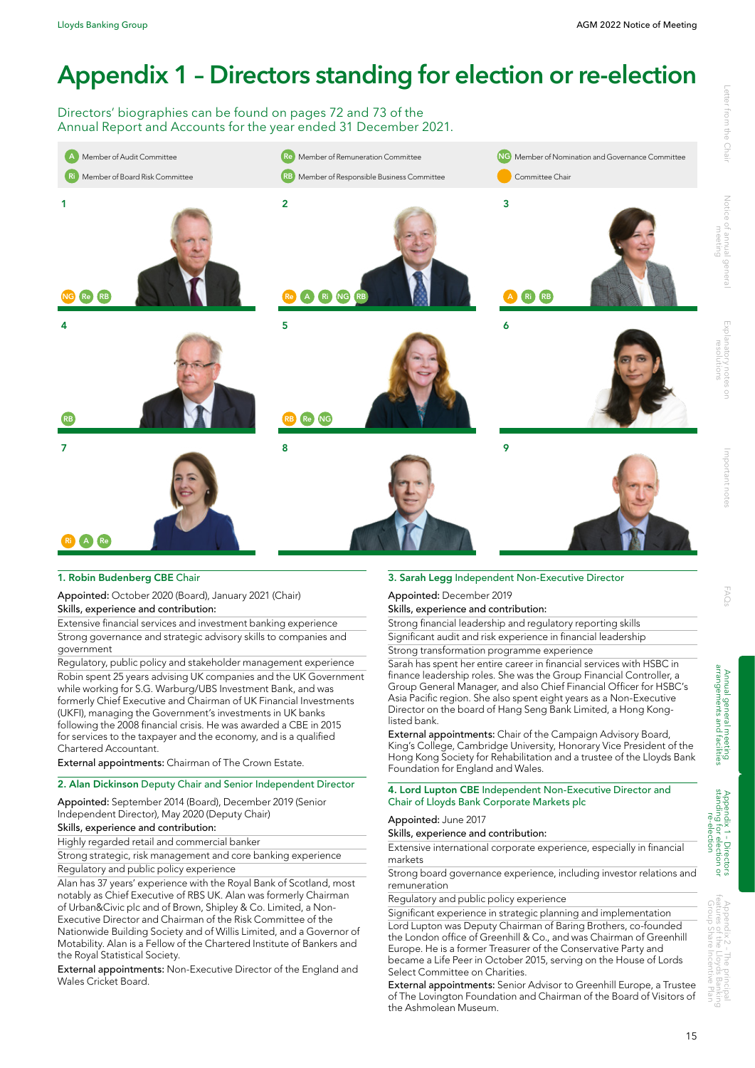# Appendix 1 – Directors standing for election or re-election

Directors' biographies can be found on pages 72 and 73 of the Annual Report and Accounts for the year ended 31 December 2021.

A Member of Audit Committee
Ri Member of Board Risk Committee
Re Member of Remuneration Committee
RB Member of Responsible Business Committee
NG Member of Nomination and Governance Committee
Committee Chair

1 NG Re RB

2 Re A Ri NG RB

3 A Ri RB

4 RB

5 RB Re NG

6

7 Ri A Re

8

9

### 1. Robin Budenberg CBE Chair

**Appointed:** October 2020 (Board), January 2021 (Chair)

**Skills, experience and contribution:**

- Extensive financial services and investment banking experience
- Strong governance and strategic advisory skills to companies and government
- Regulatory, public policy and stakeholder management experience

Robin spent 25 years advising UK companies and the UK Government while working for S.G. Warburg/UBS Investment Bank, and was formerly Chief Executive and Chairman of UK Financial Investments (UKFI), managing the Government's investments in UK banks following the 2008 financial crisis. He was awarded a CBE in 2015 for services to the taxpayer and the economy, and is a qualified Chartered Accountant.

**External appointments:** Chairman of The Crown Estate.

### 2. Alan Dickinson Deputy Chair and Senior Independent Director

**Appointed:** September 2014 (Board), December 2019 (Senior Independent Director), May 2020 (Deputy Chair)

**Skills, experience and contribution:**

- Highly regarded retail and commercial banker
- Strong strategic, risk management and core banking experience
- Regulatory and public policy experience

Alan has 37 years' experience with the Royal Bank of Scotland, most notably as Chief Executive of RBS UK. Alan was formerly Chairman of Urban&Civic plc and of Brown, Shipley & Co. Limited, a Non-Executive Director and Chairman of the Risk Committee of the Nationwide Building Society and of Willis Limited, and a Governor of Motability. Alan is a Fellow of the Chartered Institute of Bankers and the Royal Statistical Society.

**External appointments:** Non-Executive Director of the England and Wales Cricket Board.

### 3. Sarah Legg Independent Non-Executive Director

**Appointed:** December 2019

**Skills, experience and contribution:**

- Strong financial leadership and regulatory reporting skills
- Significant audit and risk experience in financial leadership
- Strong transformation programme experience

Sarah has spent her entire career in financial services with HSBC in finance leadership roles. She was the Group Financial Controller, a Group General Manager, and also Chief Financial Officer for HSBC's Asia Pacific region. She also spent eight years as a Non-Executive Director on the board of Hang Seng Bank Limited, a Hong Kong-listed bank.

**External appointments:** Chair of the Campaign Advisory Board, King's College, Cambridge University, Honorary Vice President of the Hong Kong Society for Rehabilitation and a trustee of the Lloyds Bank Foundation for England and Wales.

### 4. Lord Lupton CBE Independent Non-Executive Director and Chair of Lloyds Bank Corporate Markets plc

**Appointed:** June 2017

**Skills, experience and contribution:**

- Extensive international corporate experience, especially in financial markets
- Strong board governance experience, including investor relations and remuneration
- Regulatory and public policy experience
- Significant experience in strategic planning and implementation

Lord Lupton was Deputy Chairman of Baring Brothers, co-founded the London office of Greenhill & Co., and was Chairman of Greenhill Europe. He is a former Treasurer of the Conservative Party and became a Life Peer in October 2015, serving on the House of Lords Select Committee on Charities.

**External appointments:** Senior Advisor to Greenhill Europe, a Trustee of The Lovington Foundation and Chairman of the Board of Visitors of the Ashmolean Museum.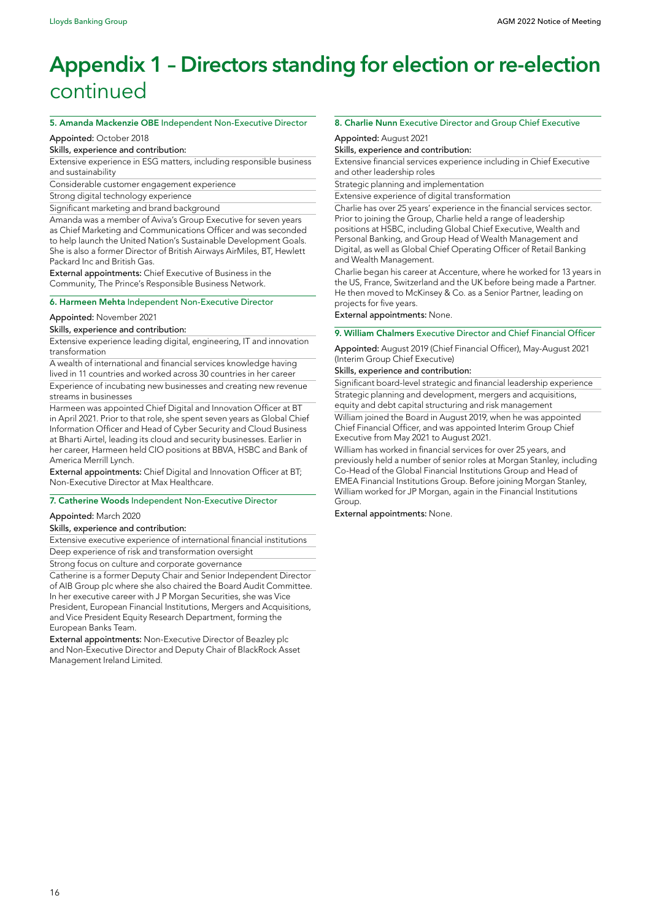# Appendix 1 – Directors standing for election or re-election continued

### 5. Amanda Mackenzie OBE Independent Non-Executive Director

**Appointed:** October 2018

**Skills, experience and contribution:**

- Extensive experience in ESG matters, including responsible business and sustainability
- Considerable customer engagement experience
- Strong digital technology experience
- Significant marketing and brand background

Amanda was a member of Aviva's Group Executive for seven years as Chief Marketing and Communications Officer and was seconded to help launch the United Nation's Sustainable Development Goals. She is also a former Director of British Airways AirMiles, BT, Hewlett Packard Inc and British Gas.

**External appointments:** Chief Executive of Business in the Community, The Prince's Responsible Business Network.

### 6. Harmeen Mehta Independent Non-Executive Director

**Appointed:** November 2021

**Skills, experience and contribution:**

- Extensive experience leading digital, engineering, IT and innovation transformation
- A wealth of international and financial services knowledge having lived in 11 countries and worked across 30 countries in her career
- Experience of incubating new businesses and creating new revenue streams in businesses

Harmeen was appointed Chief Digital and Innovation Officer at BT in April 2021. Prior to that role, she spent seven years as Global Chief Information Officer and Head of Cyber Security and Cloud Business at Bharti Airtel, leading its cloud and security businesses. Earlier in her career, Harmeen held CIO positions at BBVA, HSBC and Bank of America Merrill Lynch.

**External appointments:** Chief Digital and Innovation Officer at BT; Non-Executive Director at Max Healthcare.

### 7. Catherine Woods Independent Non-Executive Director

**Appointed:** March 2020

**Skills, experience and contribution:**

- Extensive executive experience of international financial institutions
- Deep experience of risk and transformation oversight
- Strong focus on culture and corporate governance

Catherine is a former Deputy Chair and Senior Independent Director of AIB Group plc where she also chaired the Board Audit Committee. In her executive career with J P Morgan Securities, she was Vice President, European Financial Institutions, Mergers and Acquisitions, and Vice President Equity Research Department, forming the European Banks Team.

**External appointments:** Non-Executive Director of Beazley plc and Non-Executive Director and Deputy Chair of BlackRock Asset Management Ireland Limited.

### 8. Charlie Nunn Executive Director and Group Chief Executive

**Appointed:** August 2021

**Skills, experience and contribution:**

- Extensive financial services experience including in Chief Executive and other leadership roles
- Strategic planning and implementation
- Extensive experience of digital transformation

Charlie has over 25 years' experience in the financial services sector. Prior to joining the Group, Charlie held a range of leadership positions at HSBC, including Global Chief Executive, Wealth and Personal Banking, and Group Head of Wealth Management and Digital, as well as Global Chief Operating Officer of Retail Banking and Wealth Management.

Charlie began his career at Accenture, where he worked for 13 years in the US, France, Switzerland and the UK before being made a Partner. He then moved to McKinsey & Co. as a Senior Partner, leading on projects for five years.

**External appointments:** None.

### 9. William Chalmers Executive Director and Chief Financial Officer

**Appointed:** August 2019 (Chief Financial Officer), May-August 2021 (Interim Group Chief Executive)

**Skills, experience and contribution:**

- Significant board-level strategic and financial leadership experience
- Strategic planning and development, mergers and acquisitions, equity and debt capital structuring and risk management

William joined the Board in August 2019, when he was appointed Chief Financial Officer, and was appointed Interim Group Chief Executive from May 2021 to August 2021.

William has worked in financial services for over 25 years, and previously held a number of senior roles at Morgan Stanley, including Co-Head of the Global Financial Institutions Group and Head of EMEA Financial Institutions Group. Before joining Morgan Stanley, William worked for JP Morgan, again in the Financial Institutions Group.

**External appointments:** None.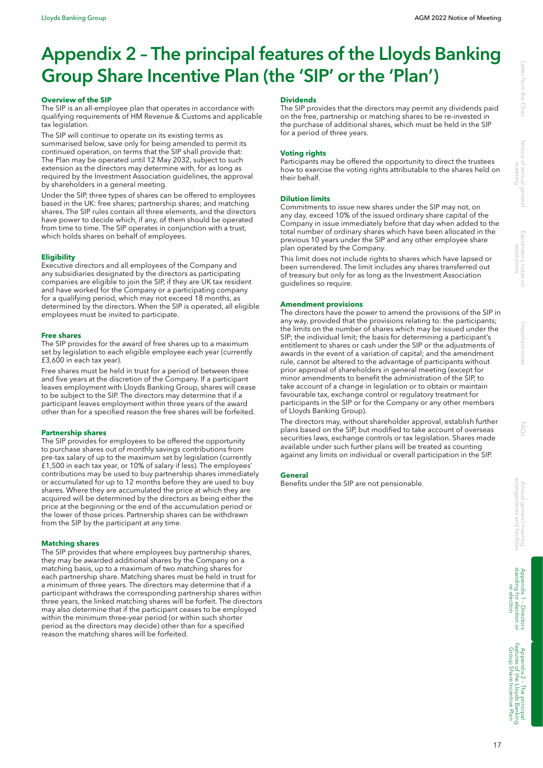# Appendix 2 – The principal features of the Lloyds Banking Group Share Incentive Plan (the 'SIP' or the 'Plan')

### Overview of the SIP

The SIP is an all-employee plan that operates in accordance with qualifying requirements of HM Revenue & Customs and applicable tax legislation.

The SIP will continue to operate on its existing terms as summarised below, save only for being amended to permit its continued operation, on terms that the SIP shall provide that: The Plan may be operated until 12 May 2032, subject to such extension as the directors may determine with, for as long as required by the Investment Association guidelines, the approval by shareholders in a general meeting.

Under the SIP, three types of shares can be offered to employees based in the UK: free shares; partnership shares; and matching shares. The SIP rules contain all three elements, and the directors have power to decide which, if any, of them should be operated from time to time. The SIP operates in conjunction with a trust, which holds shares on behalf of employees.

### Eligibility

Executive directors and all employees of the Company and any subsidiaries designated by the directors as participating companies are eligible to join the SIP, if they are UK tax resident and have worked for the Company or a participating company for a qualifying period, which may not exceed 18 months, as determined by the directors. When the SIP is operated, all eligible employees must be invited to participate.

### Free shares

The SIP provides for the award of free shares up to a maximum set by legislation to each eligible employee each year (currently £3,600 in each tax year).

Free shares must be held in trust for a period of between three and five years at the discretion of the Company. If a participant leaves employment with Lloyds Banking Group, shares will cease to be subject to the SIP. The directors may determine that if a participant leaves employment within three years of the award other than for a specified reason the free shares will be forfeited.

### Partnership shares

The SIP provides for employees to be offered the opportunity to purchase shares out of monthly savings contributions from pre-tax salary of up to the maximum set by legislation (currently £1,500 in each tax year, or 10% of salary if less). The employees' contributions may be used to buy partnership shares immediately or accumulated for up to 12 months before they are used to buy shares. Where they are accumulated the price at which they are acquired will be determined by the directors as being either the price at the beginning or the end of the accumulation period or the lower of those prices. Partnership shares can be withdrawn from the SIP by the participant at any time.

### Matching shares

The SIP provides that where employees buy partnership shares, they may be awarded additional shares by the Company on a matching basis, up to a maximum of two matching shares for each partnership share. Matching shares must be held in trust for a minimum of three years. The directors may determine that if a participant withdraws the corresponding partnership shares within three years, the linked matching shares will be forfeit. The directors may also determine that if the participant ceases to be employed within the minimum three-year period (or within such shorter period as the directors may decide) other than for a specified reason the matching shares will be forfeited.

### Dividends

The SIP provides that the directors may permit any dividends paid on the free, partnership or matching shares to be re-invested in the purchase of additional shares, which must be held in the SIP for a period of three years.

### Voting rights

Participants may be offered the opportunity to direct the trustees how to exercise the voting rights attributable to the shares held on their behalf.

### Dilution limits

Commitments to issue new shares under the SIP may not, on any day, exceed 10% of the issued ordinary share capital of the Company in issue immediately before that day when added to the total number of ordinary shares which have been allocated in the previous 10 years under the SIP and any other employee share plan operated by the Company.

This limit does not include rights to shares which have lapsed or been surrendered. The limit includes any shares transferred out of treasury but only for as long as the Investment Association guidelines so require.

### Amendment provisions

The directors have the power to amend the provisions of the SIP in any way, provided that the provisions relating to: the participants; the limits on the number of shares which may be issued under the SIP; the individual limit; the basis for determining a participant's entitlement to shares or cash under the SIP or the adjustments of awards in the event of a variation of capital; and the amendment rule, cannot be altered to the advantage of participants without prior approval of shareholders in general meeting (except for minor amendments to benefit the administration of the SIP, to take account of a change in legislation or to obtain or maintain favourable tax, exchange control or regulatory treatment for participants in the SIP or for the Company or any other members of Lloyds Banking Group).

The directors may, without shareholder approval, establish further plans based on the SIP, but modified to take account of overseas securities laws, exchange controls or tax legislation. Shares made available under such further plans will be treated as counting against any limits on individual or overall participation in the SIP.

### General

Benefits under the SIP are not pensionable.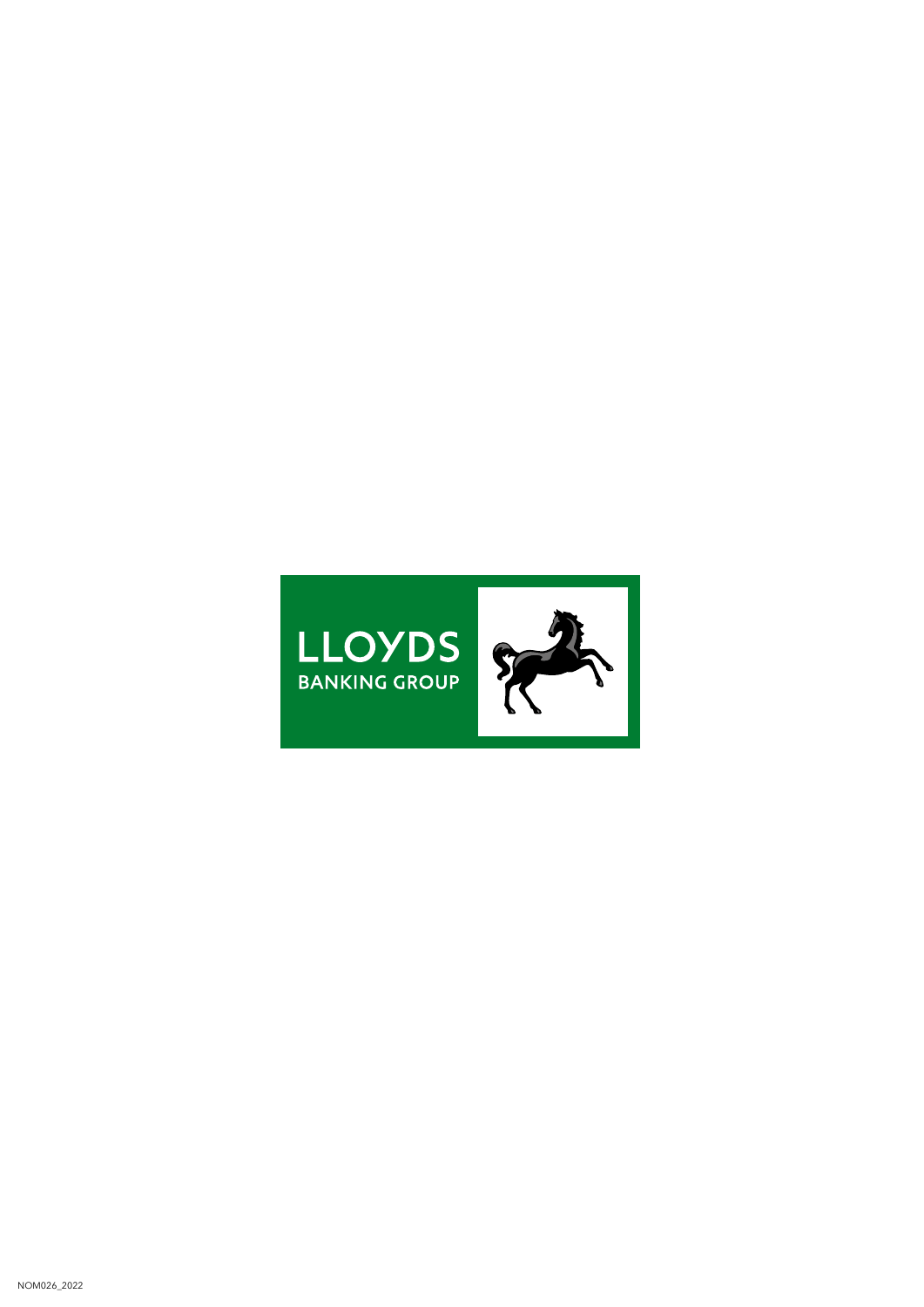LLOYDS
BANKING GROUP

NOM026_2022